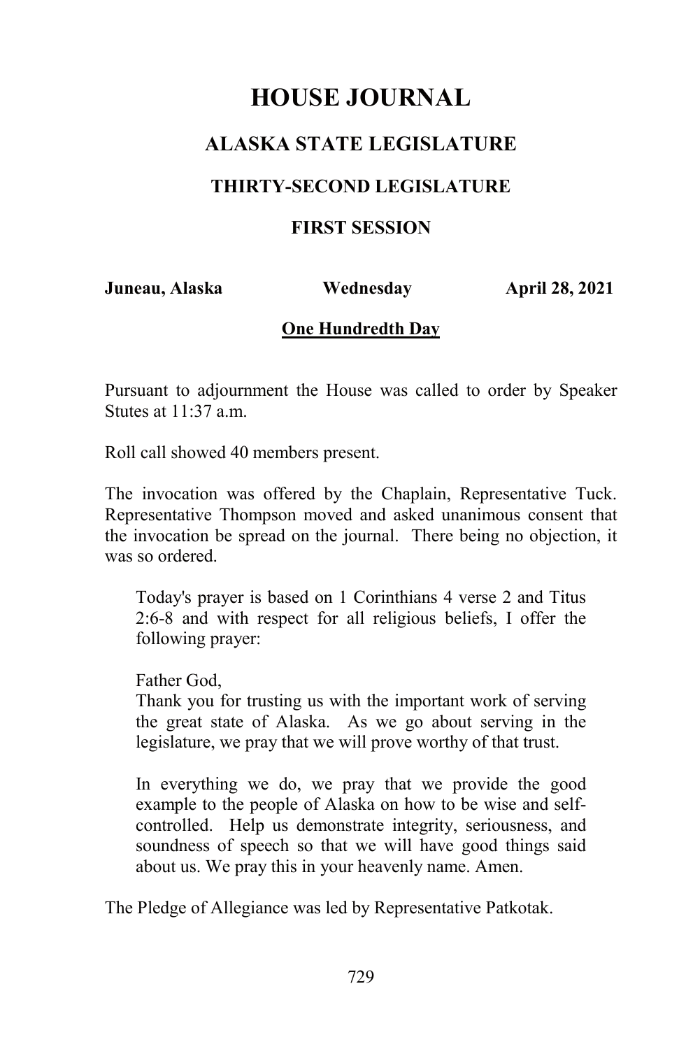# HOUSE JOURNAL

## ALASKA STATE LEGISLATURE

### THIRTY-SECOND LEGISLATURE

### FIRST SESSION

**Juneau, Alaska** **Wednesday** **April 28, 2021**

**One Hundredth Day**

Pursuant to adjournment the House was called to order by Speaker Stutes at 11:37 a.m.

Roll call showed 40 members present.

The invocation was offered by the Chaplain, Representative Tuck. Representative Thompson moved and asked unanimous consent that the invocation be spread on the journal. There being no objection, it was so ordered.

> Today's prayer is based on 1 Corinthians 4 verse 2 and Titus 2:6-8 and with respect for all religious beliefs, I offer the following prayer:
>
> Father God,
> Thank you for trusting us with the important work of serving the great state of Alaska. As we go about serving in the legislature, we pray that we will prove worthy of that trust.
>
> In everything we do, we pray that we provide the good example to the people of Alaska on how to be wise and self-controlled. Help us demonstrate integrity, seriousness, and soundness of speech so that we will have good things said about us. We pray this in your heavenly name. Amen.

The Pledge of Allegiance was led by Representative Patkotak.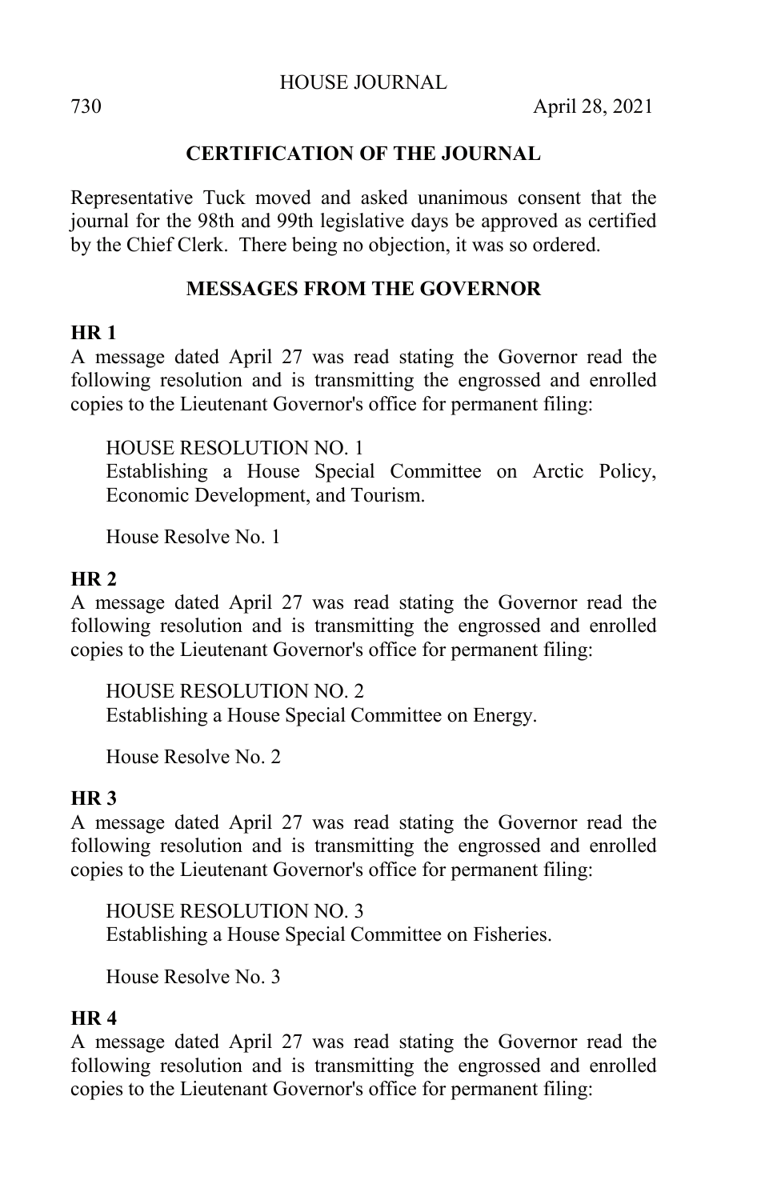## CERTIFICATION OF THE JOURNAL

Representative Tuck moved and asked unanimous consent that the journal for the 98th and 99th legislative days be approved as certified by the Chief Clerk. There being no objection, it was so ordered.

## MESSAGES FROM THE GOVERNOR

### HR 1

A message dated April 27 was read stating the Governor read the following resolution and is transmitting the engrossed and enrolled copies to the Lieutenant Governor's office for permanent filing:

HOUSE RESOLUTION NO. 1
Establishing a House Special Committee on Arctic Policy, Economic Development, and Tourism.

House Resolve No. 1

### HR 2

A message dated April 27 was read stating the Governor read the following resolution and is transmitting the engrossed and enrolled copies to the Lieutenant Governor's office for permanent filing:

HOUSE RESOLUTION NO. 2
Establishing a House Special Committee on Energy.

House Resolve No. 2

### HR 3

A message dated April 27 was read stating the Governor read the following resolution and is transmitting the engrossed and enrolled copies to the Lieutenant Governor's office for permanent filing:

HOUSE RESOLUTION NO. 3
Establishing a House Special Committee on Fisheries.

House Resolve No. 3

### HR 4

A message dated April 27 was read stating the Governor read the following resolution and is transmitting the engrossed and enrolled copies to the Lieutenant Governor's office for permanent filing: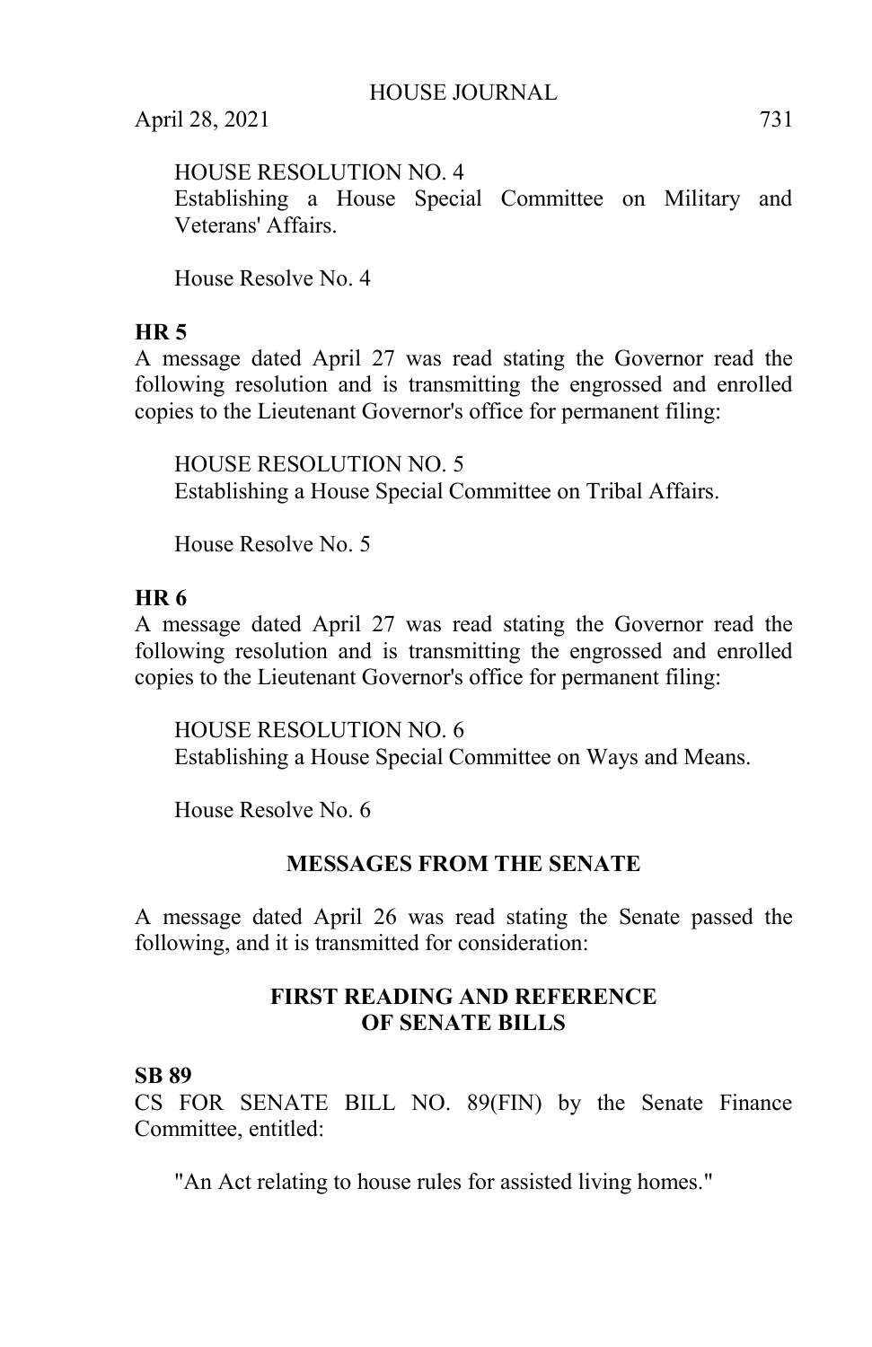HOUSE RESOLUTION NO. 4
Establishing a House Special Committee on Military and Veterans' Affairs.

House Resolve No. 4

**HR 5**

A message dated April 27 was read stating the Governor read the following resolution and is transmitting the engrossed and enrolled copies to the Lieutenant Governor's office for permanent filing:

HOUSE RESOLUTION NO. 5
Establishing a House Special Committee on Tribal Affairs.

House Resolve No. 5

**HR 6**

A message dated April 27 was read stating the Governor read the following resolution and is transmitting the engrossed and enrolled copies to the Lieutenant Governor's office for permanent filing:

HOUSE RESOLUTION NO. 6
Establishing a House Special Committee on Ways and Means.

House Resolve No. 6

## MESSAGES FROM THE SENATE

A message dated April 26 was read stating the Senate passed the following, and it is transmitted for consideration:

## FIRST READING AND REFERENCE OF SENATE BILLS

**SB 89**

CS FOR SENATE BILL NO. 89(FIN) by the Senate Finance Committee, entitled:

"An Act relating to house rules for assisted living homes."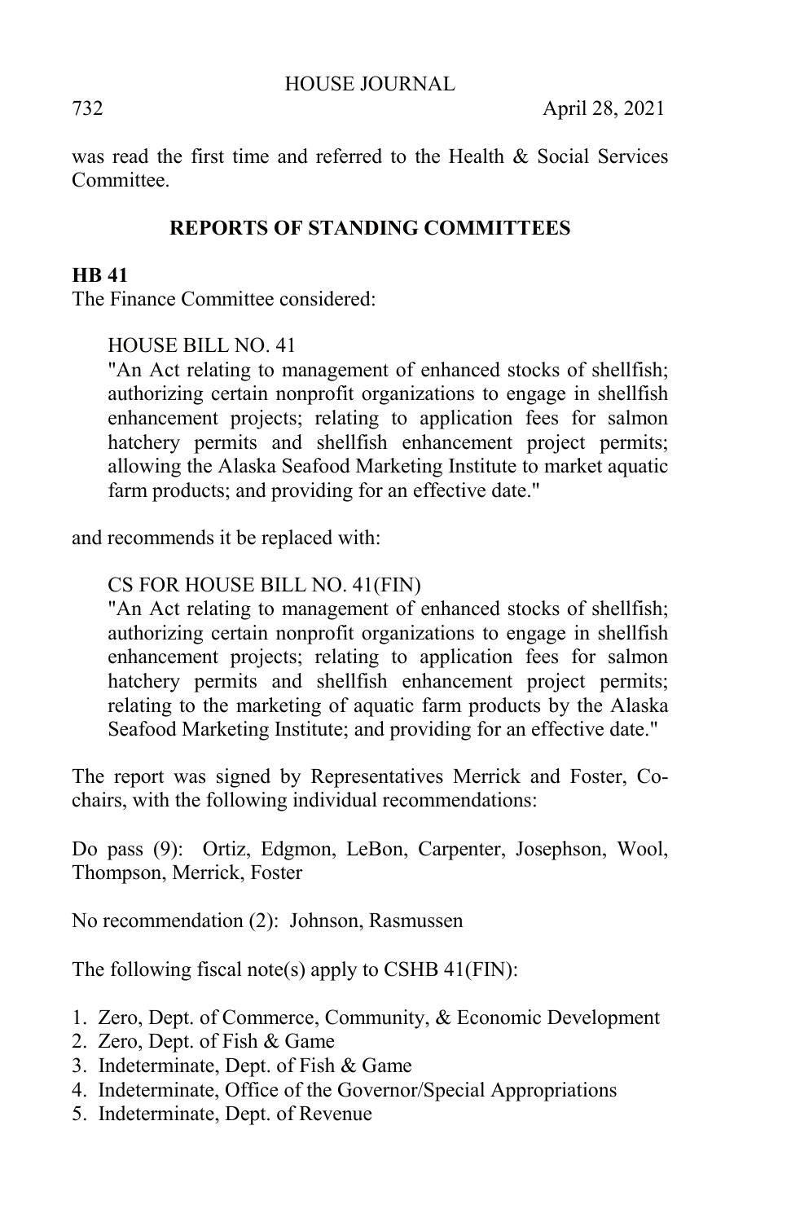was read the first time and referred to the Health & Social Services Committee.

## REPORTS OF STANDING COMMITTEES

**HB 41**

The Finance Committee considered:

> HOUSE BILL NO. 41
> "An Act relating to management of enhanced stocks of shellfish; authorizing certain nonprofit organizations to engage in shellfish enhancement projects; relating to application fees for salmon hatchery permits and shellfish enhancement project permits; allowing the Alaska Seafood Marketing Institute to market aquatic farm products; and providing for an effective date."

and recommends it be replaced with:

> CS FOR HOUSE BILL NO. 41(FIN)
> "An Act relating to management of enhanced stocks of shellfish; authorizing certain nonprofit organizations to engage in shellfish enhancement projects; relating to application fees for salmon hatchery permits and shellfish enhancement project permits; relating to the marketing of aquatic farm products by the Alaska Seafood Marketing Institute; and providing for an effective date."

The report was signed by Representatives Merrick and Foster, Co-chairs, with the following individual recommendations:

Do pass (9): Ortiz, Edgmon, LeBon, Carpenter, Josephson, Wool, Thompson, Merrick, Foster

No recommendation (2): Johnson, Rasmussen

The following fiscal note(s) apply to CSHB 41(FIN):

1. Zero, Dept. of Commerce, Community, & Economic Development
2. Zero, Dept. of Fish & Game
3. Indeterminate, Dept. of Fish & Game
4. Indeterminate, Office of the Governor/Special Appropriations
5. Indeterminate, Dept. of Revenue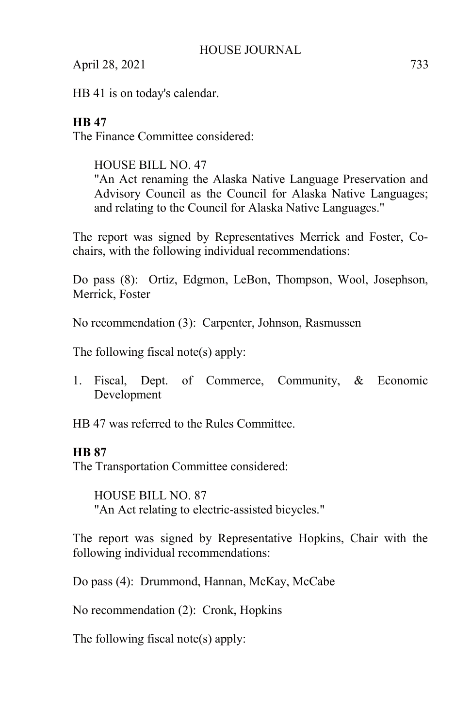HB 41 is on today's calendar.

**HB 47**

The Finance Committee considered:

HOUSE BILL NO. 47
"An Act renaming the Alaska Native Language Preservation and Advisory Council as the Council for Alaska Native Languages; and relating to the Council for Alaska Native Languages."

The report was signed by Representatives Merrick and Foster, Co-chairs, with the following individual recommendations:

Do pass (8): Ortiz, Edgmon, LeBon, Thompson, Wool, Josephson, Merrick, Foster

No recommendation (3): Carpenter, Johnson, Rasmussen

The following fiscal note(s) apply:

1. Fiscal, Dept. of Commerce, Community, & Economic Development

HB 47 was referred to the Rules Committee.

**HB 87**

The Transportation Committee considered:

HOUSE BILL NO. 87
"An Act relating to electric-assisted bicycles."

The report was signed by Representative Hopkins, Chair with the following individual recommendations:

Do pass (4): Drummond, Hannan, McKay, McCabe

No recommendation (2): Cronk, Hopkins

The following fiscal note(s) apply: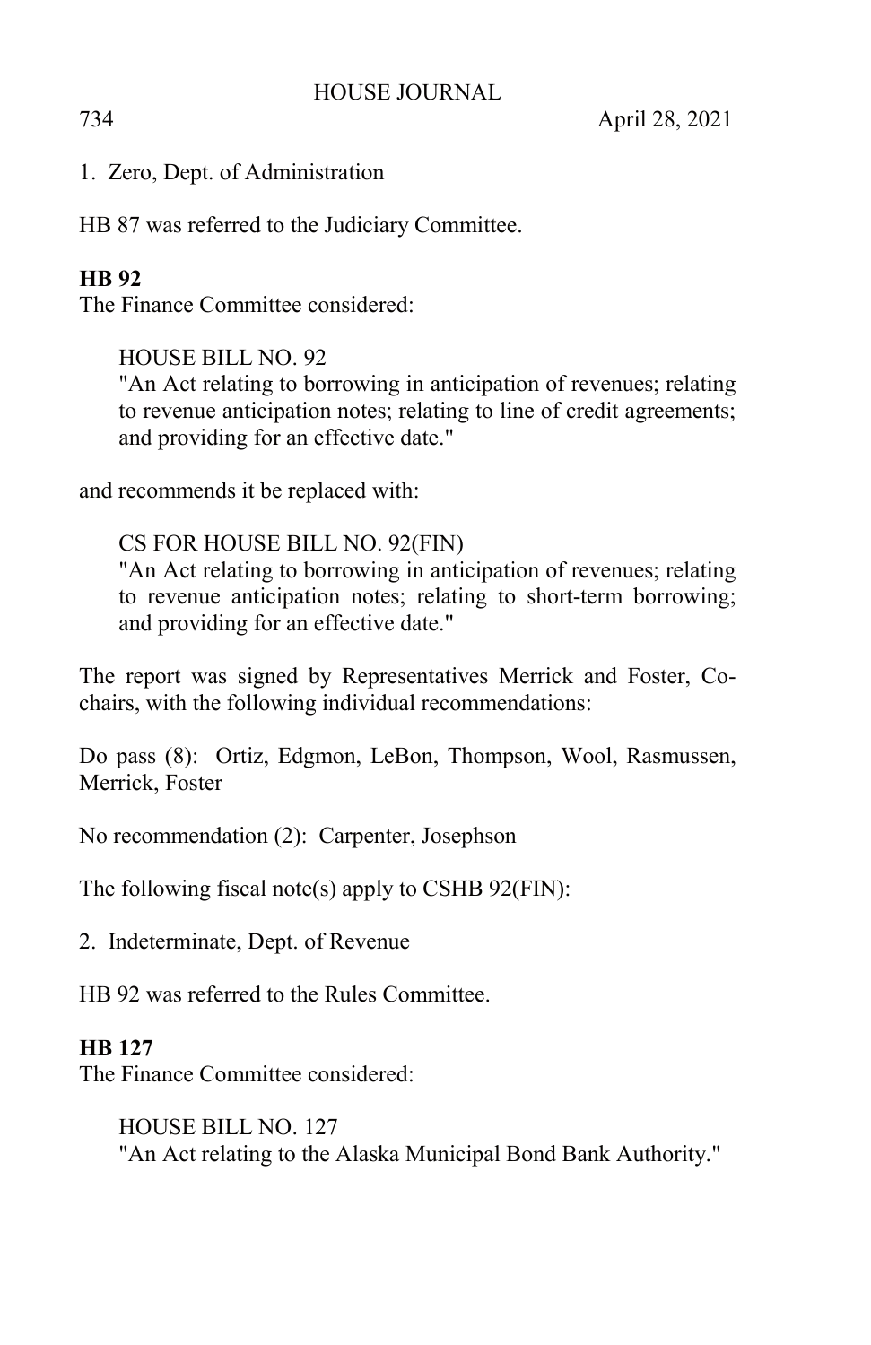1. Zero, Dept. of Administration

HB 87 was referred to the Judiciary Committee.

**HB 92**

The Finance Committee considered:

HOUSE BILL NO. 92
"An Act relating to borrowing in anticipation of revenues; relating to revenue anticipation notes; relating to line of credit agreements; and providing for an effective date."

and recommends it be replaced with:

CS FOR HOUSE BILL NO. 92(FIN)
"An Act relating to borrowing in anticipation of revenues; relating to revenue anticipation notes; relating to short-term borrowing; and providing for an effective date."

The report was signed by Representatives Merrick and Foster, Co-chairs, with the following individual recommendations:

Do pass (8): Ortiz, Edgmon, LeBon, Thompson, Wool, Rasmussen, Merrick, Foster

No recommendation (2): Carpenter, Josephson

The following fiscal note(s) apply to CSHB 92(FIN):

2. Indeterminate, Dept. of Revenue

HB 92 was referred to the Rules Committee.

**HB 127**

The Finance Committee considered:

HOUSE BILL NO. 127
"An Act relating to the Alaska Municipal Bond Bank Authority."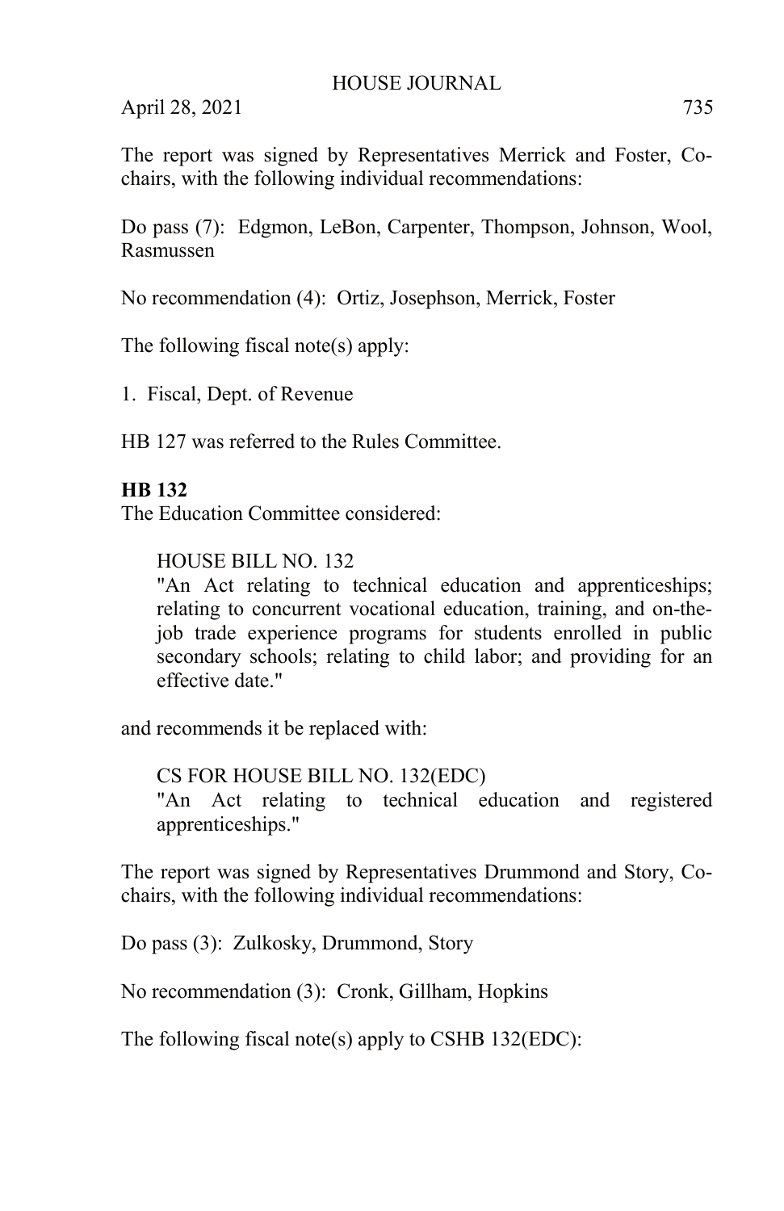The report was signed by Representatives Merrick and Foster, Co-chairs, with the following individual recommendations:

Do pass (7): Edgmon, LeBon, Carpenter, Thompson, Johnson, Wool, Rasmussen

No recommendation (4): Ortiz, Josephson, Merrick, Foster

The following fiscal note(s) apply:

1. Fiscal, Dept. of Revenue

HB 127 was referred to the Rules Committee.

**HB 132**

The Education Committee considered:

> HOUSE BILL NO. 132
> "An Act relating to technical education and apprenticeships; relating to concurrent vocational education, training, and on-the-job trade experience programs for students enrolled in public secondary schools; relating to child labor; and providing for an effective date."

and recommends it be replaced with:

> CS FOR HOUSE BILL NO. 132(EDC)
> "An Act relating to technical education and registered apprenticeships."

The report was signed by Representatives Drummond and Story, Co-chairs, with the following individual recommendations:

Do pass (3): Zulkosky, Drummond, Story

No recommendation (3): Cronk, Gillham, Hopkins

The following fiscal note(s) apply to CSHB 132(EDC):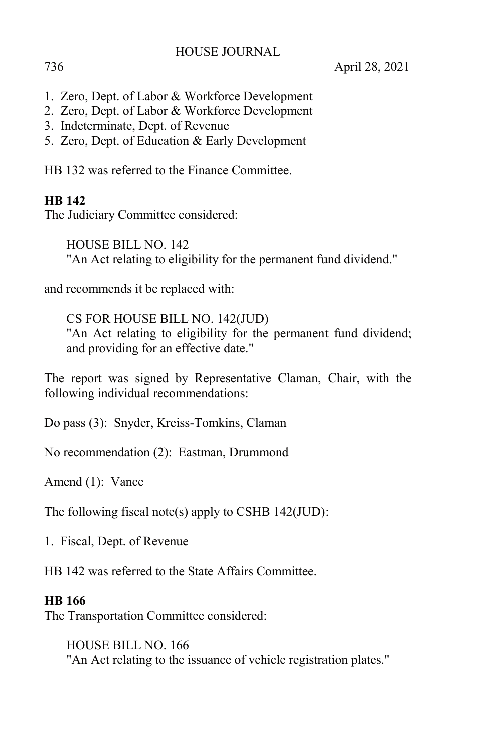1. Zero, Dept. of Labor & Workforce Development
2. Zero, Dept. of Labor & Workforce Development
3. Indeterminate, Dept. of Revenue
5. Zero, Dept. of Education & Early Development

HB 132 was referred to the Finance Committee.

**HB 142**

The Judiciary Committee considered:

HOUSE BILL NO. 142
"An Act relating to eligibility for the permanent fund dividend."

and recommends it be replaced with:

CS FOR HOUSE BILL NO. 142(JUD)
"An Act relating to eligibility for the permanent fund dividend; and providing for an effective date."

The report was signed by Representative Claman, Chair, with the following individual recommendations:

Do pass (3): Snyder, Kreiss-Tomkins, Claman

No recommendation (2): Eastman, Drummond

Amend (1): Vance

The following fiscal note(s) apply to CSHB 142(JUD):

1. Fiscal, Dept. of Revenue

HB 142 was referred to the State Affairs Committee.

**HB 166**

The Transportation Committee considered:

HOUSE BILL NO. 166
"An Act relating to the issuance of vehicle registration plates."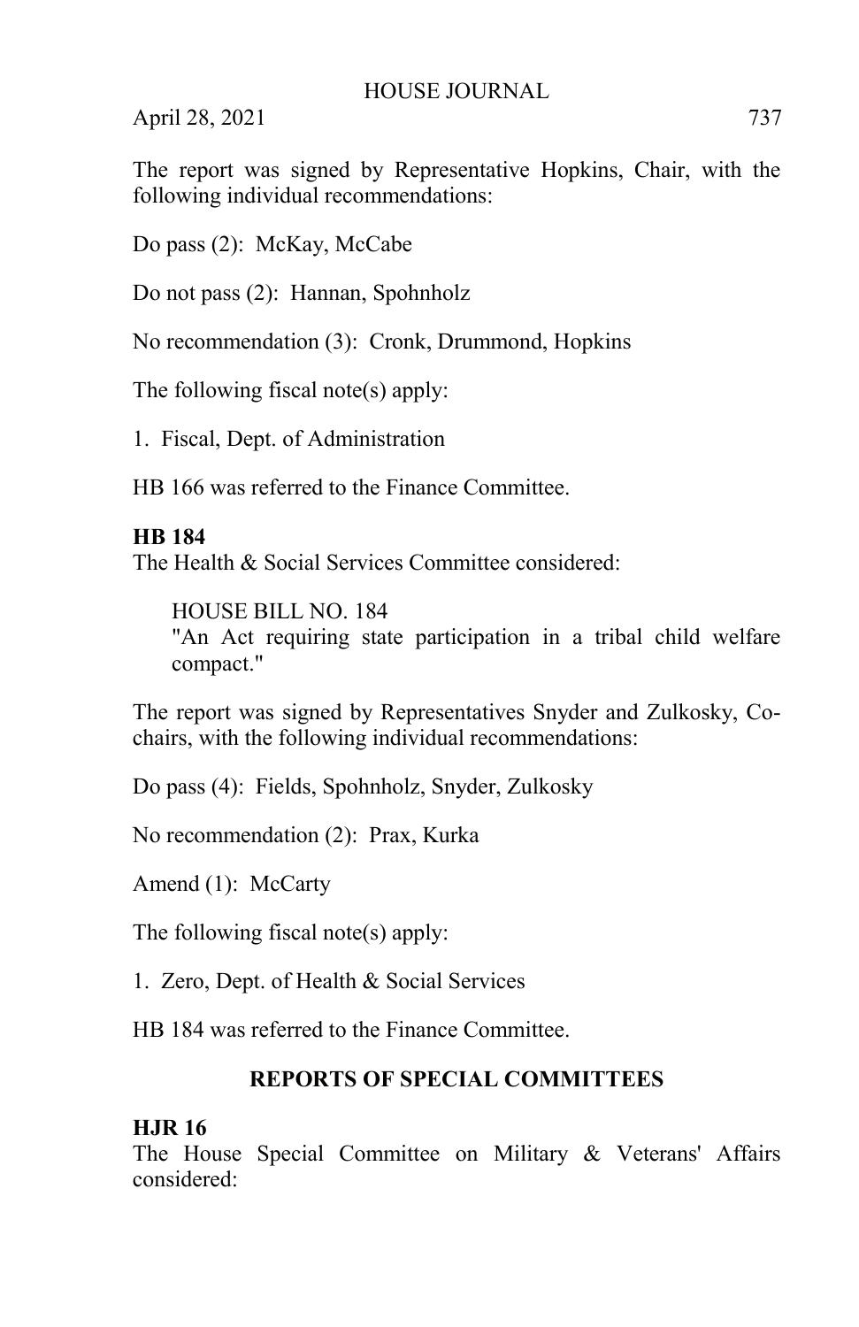The report was signed by Representative Hopkins, Chair, with the following individual recommendations:

Do pass (2): McKay, McCabe

Do not pass (2): Hannan, Spohnholz

No recommendation (3): Cronk, Drummond, Hopkins

The following fiscal note(s) apply:

1. Fiscal, Dept. of Administration

HB 166 was referred to the Finance Committee.

**HB 184**

The Health & Social Services Committee considered:

> HOUSE BILL NO. 184
> "An Act requiring state participation in a tribal child welfare compact."

The report was signed by Representatives Snyder and Zulkosky, Co-chairs, with the following individual recommendations:

Do pass (4): Fields, Spohnholz, Snyder, Zulkosky

No recommendation (2): Prax, Kurka

Amend (1): McCarty

The following fiscal note(s) apply:

1. Zero, Dept. of Health & Social Services

HB 184 was referred to the Finance Committee.

## REPORTS OF SPECIAL COMMITTEES

**HJR 16**

The House Special Committee on Military & Veterans' Affairs considered: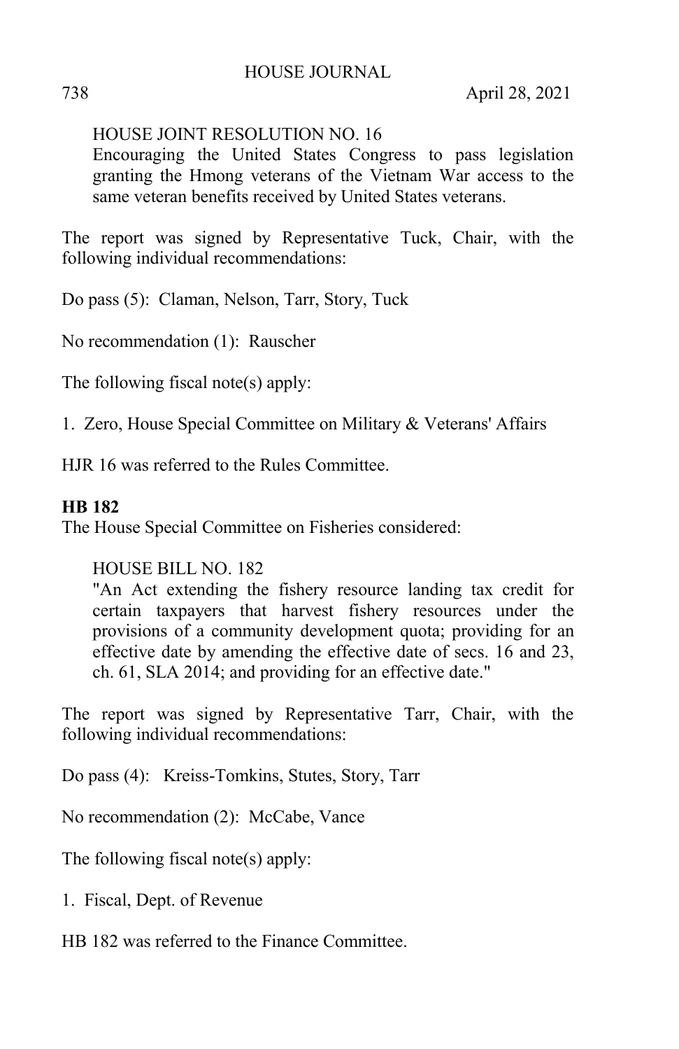HOUSE JOINT RESOLUTION NO. 16
Encouraging the United States Congress to pass legislation granting the Hmong veterans of the Vietnam War access to the same veteran benefits received by United States veterans.

The report was signed by Representative Tuck, Chair, with the following individual recommendations:

Do pass (5): Claman, Nelson, Tarr, Story, Tuck

No recommendation (1): Rauscher

The following fiscal note(s) apply:

1. Zero, House Special Committee on Military & Veterans' Affairs

HJR 16 was referred to the Rules Committee.

**HB 182**
The House Special Committee on Fisheries considered:

HOUSE BILL NO. 182
"An Act extending the fishery resource landing tax credit for certain taxpayers that harvest fishery resources under the provisions of a community development quota; providing for an effective date by amending the effective date of secs. 16 and 23, ch. 61, SLA 2014; and providing for an effective date."

The report was signed by Representative Tarr, Chair, with the following individual recommendations:

Do pass (4): Kreiss-Tomkins, Stutes, Story, Tarr

No recommendation (2): McCabe, Vance

The following fiscal note(s) apply:

1. Fiscal, Dept. of Revenue

HB 182 was referred to the Finance Committee.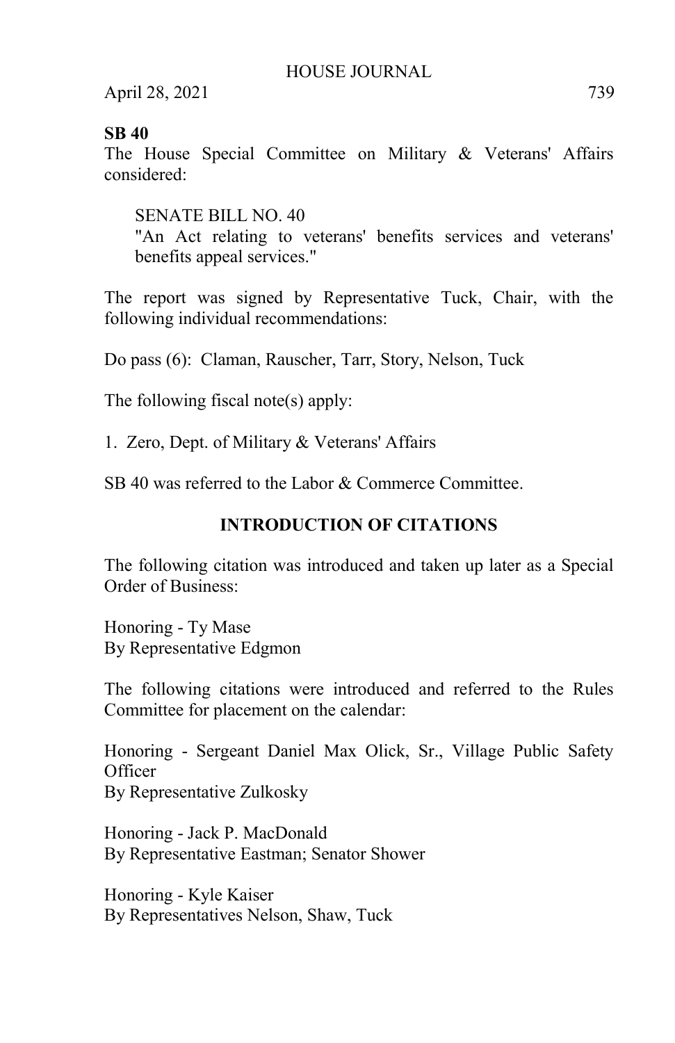**SB 40**

The House Special Committee on Military & Veterans' Affairs considered:

> SENATE BILL NO. 40
> "An Act relating to veterans' benefits services and veterans' benefits appeal services."

The report was signed by Representative Tuck, Chair, with the following individual recommendations:

Do pass (6): Claman, Rauscher, Tarr, Story, Nelson, Tuck

The following fiscal note(s) apply:

1. Zero, Dept. of Military & Veterans' Affairs

SB 40 was referred to the Labor & Commerce Committee.

## INTRODUCTION OF CITATIONS

The following citation was introduced and taken up later as a Special Order of Business:

Honoring - Ty Mase
By Representative Edgmon

The following citations were introduced and referred to the Rules Committee for placement on the calendar:

Honoring - Sergeant Daniel Max Olick, Sr., Village Public Safety Officer
By Representative Zulkosky

Honoring - Jack P. MacDonald
By Representative Eastman; Senator Shower

Honoring - Kyle Kaiser
By Representatives Nelson, Shaw, Tuck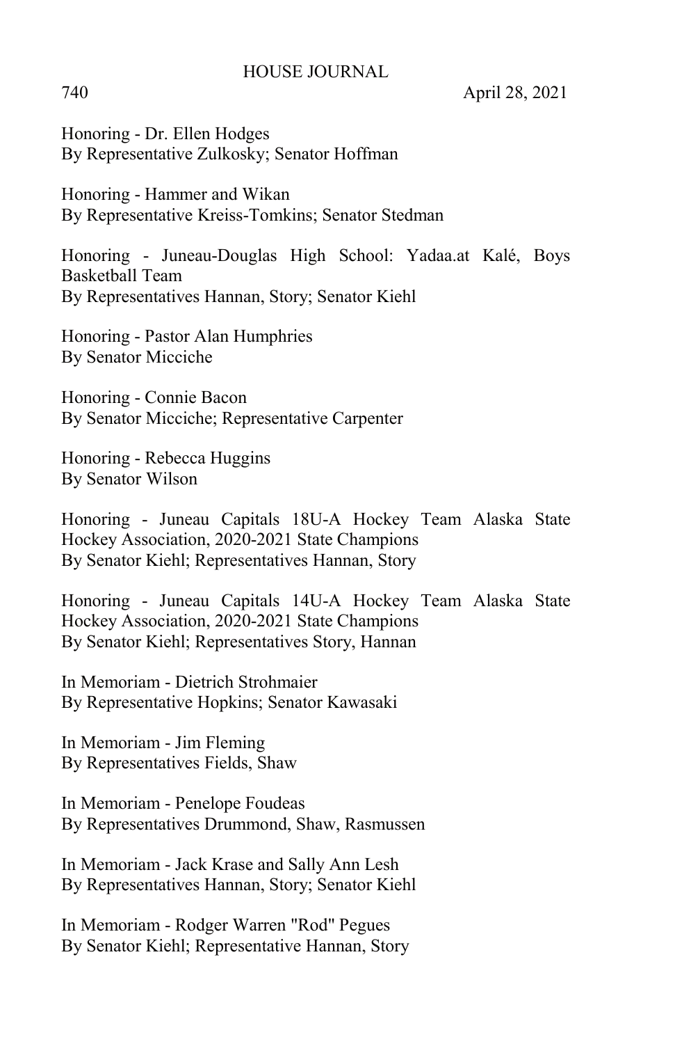Honoring - Dr. Ellen Hodges
By Representative Zulkosky; Senator Hoffman

Honoring - Hammer and Wikan
By Representative Kreiss-Tomkins; Senator Stedman

Honoring - Juneau-Douglas High School: Yadaa.at Kalé, Boys Basketball Team
By Representatives Hannan, Story; Senator Kiehl

Honoring - Pastor Alan Humphries
By Senator Micciche

Honoring - Connie Bacon
By Senator Micciche; Representative Carpenter

Honoring - Rebecca Huggins
By Senator Wilson

Honoring - Juneau Capitals 18U-A Hockey Team Alaska State Hockey Association, 2020-2021 State Champions
By Senator Kiehl; Representatives Hannan, Story

Honoring - Juneau Capitals 14U-A Hockey Team Alaska State Hockey Association, 2020-2021 State Champions
By Senator Kiehl; Representatives Story, Hannan

In Memoriam - Dietrich Strohmaier
By Representative Hopkins; Senator Kawasaki

In Memoriam - Jim Fleming
By Representatives Fields, Shaw

In Memoriam - Penelope Foudeas
By Representatives Drummond, Shaw, Rasmussen

In Memoriam - Jack Krase and Sally Ann Lesh
By Representatives Hannan, Story; Senator Kiehl

In Memoriam - Rodger Warren "Rod" Pegues
By Senator Kiehl; Representative Hannan, Story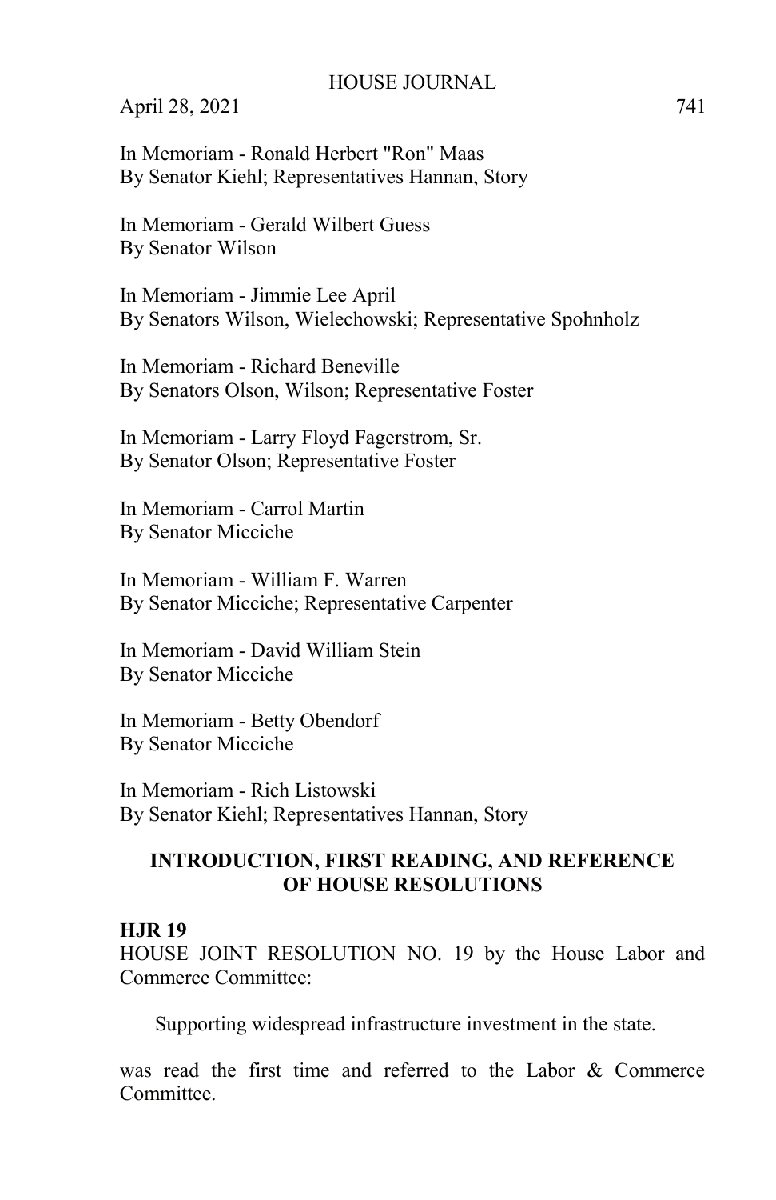In Memoriam - Ronald Herbert "Ron" Maas
By Senator Kiehl; Representatives Hannan, Story

In Memoriam - Gerald Wilbert Guess
By Senator Wilson

In Memoriam - Jimmie Lee April
By Senators Wilson, Wielechowski; Representative Spohnholz

In Memoriam - Richard Beneville
By Senators Olson, Wilson; Representative Foster

In Memoriam - Larry Floyd Fagerstrom, Sr.
By Senator Olson; Representative Foster

In Memoriam - Carrol Martin
By Senator Micciche

In Memoriam - William F. Warren
By Senator Micciche; Representative Carpenter

In Memoriam - David William Stein
By Senator Micciche

In Memoriam - Betty Obendorf
By Senator Micciche

In Memoriam - Rich Listowski
By Senator Kiehl; Representatives Hannan, Story

## INTRODUCTION, FIRST READING, AND REFERENCE OF HOUSE RESOLUTIONS

**HJR 19**

HOUSE JOINT RESOLUTION NO. 19 by the House Labor and Commerce Committee:

Supporting widespread infrastructure investment in the state.

was read the first time and referred to the Labor & Commerce Committee.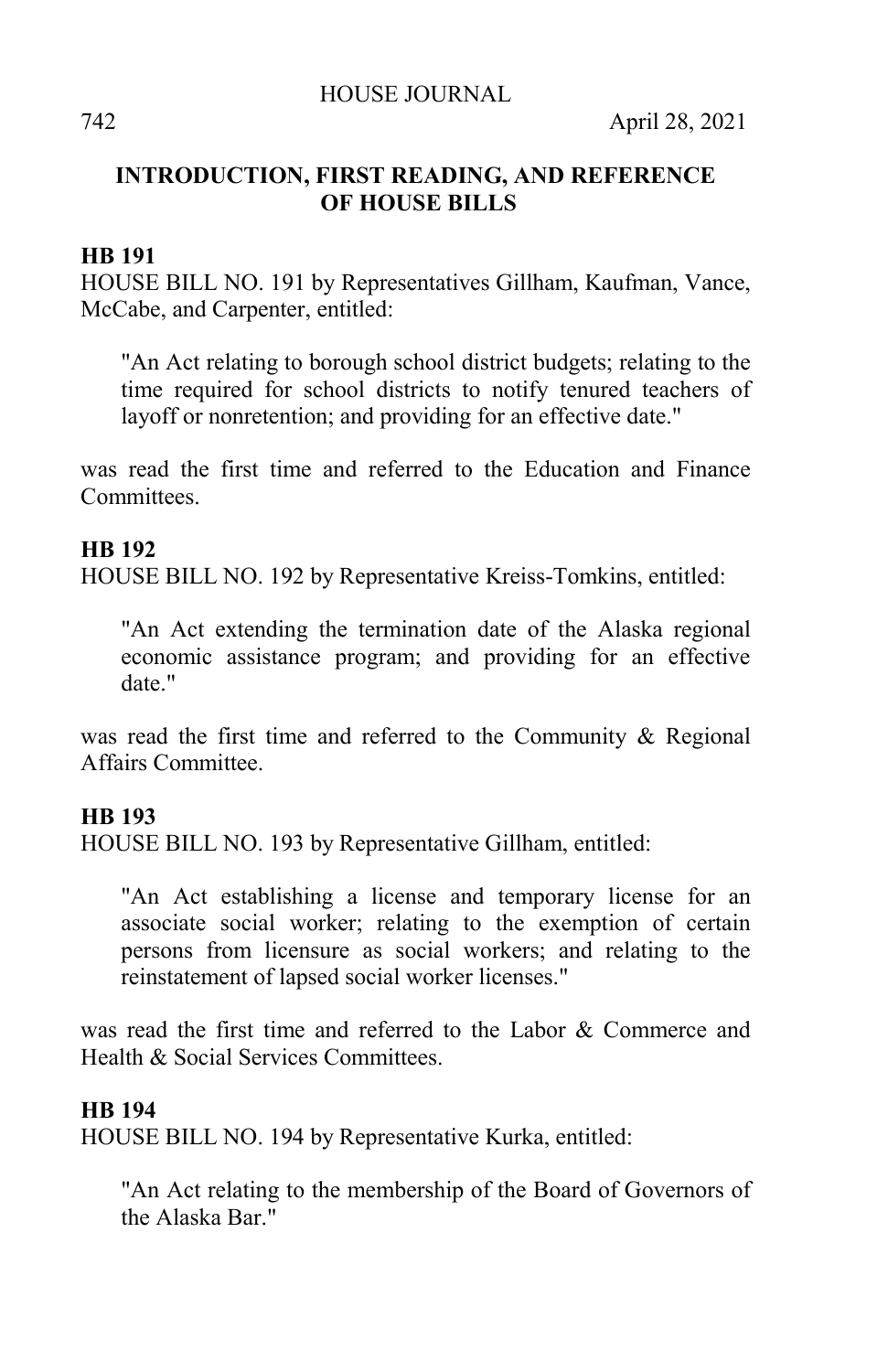## INTRODUCTION, FIRST READING, AND REFERENCE OF HOUSE BILLS

**HB 191**

HOUSE BILL NO. 191 by Representatives Gillham, Kaufman, Vance, McCabe, and Carpenter, entitled:

> "An Act relating to borough school district budgets; relating to the time required for school districts to notify tenured teachers of layoff or nonretention; and providing for an effective date."

was read the first time and referred to the Education and Finance Committees.

**HB 192**

HOUSE BILL NO. 192 by Representative Kreiss-Tomkins, entitled:

> "An Act extending the termination date of the Alaska regional economic assistance program; and providing for an effective date."

was read the first time and referred to the Community & Regional Affairs Committee.

**HB 193**

HOUSE BILL NO. 193 by Representative Gillham, entitled:

> "An Act establishing a license and temporary license for an associate social worker; relating to the exemption of certain persons from licensure as social workers; and relating to the reinstatement of lapsed social worker licenses."

was read the first time and referred to the Labor & Commerce and Health & Social Services Committees.

**HB 194**

HOUSE BILL NO. 194 by Representative Kurka, entitled:

> "An Act relating to the membership of the Board of Governors of the Alaska Bar."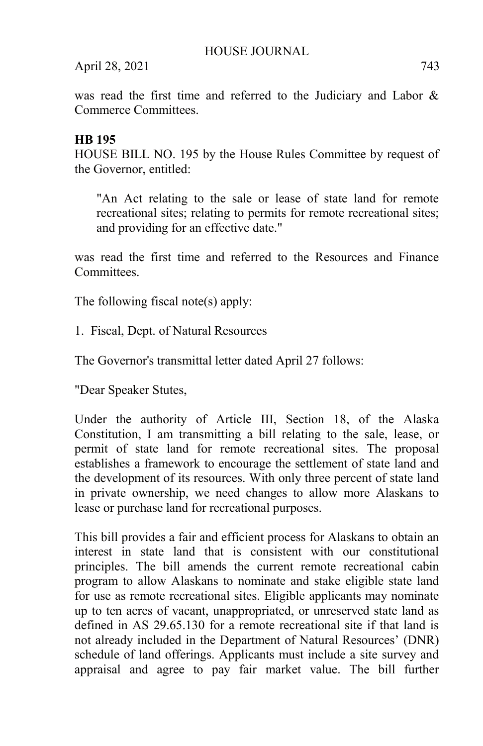was read the first time and referred to the Judiciary and Labor & Commerce Committees.

**HB 195**

HOUSE BILL NO. 195 by the House Rules Committee by request of the Governor, entitled:

> "An Act relating to the sale or lease of state land for remote recreational sites; relating to permits for remote recreational sites; and providing for an effective date."

was read the first time and referred to the Resources and Finance Committees.

The following fiscal note(s) apply:

1. Fiscal, Dept. of Natural Resources

The Governor's transmittal letter dated April 27 follows:

"Dear Speaker Stutes,

Under the authority of Article III, Section 18, of the Alaska Constitution, I am transmitting a bill relating to the sale, lease, or permit of state land for remote recreational sites. The proposal establishes a framework to encourage the settlement of state land and the development of its resources. With only three percent of state land in private ownership, we need changes to allow more Alaskans to lease or purchase land for recreational purposes.

This bill provides a fair and efficient process for Alaskans to obtain an interest in state land that is consistent with our constitutional principles. The bill amends the current remote recreational cabin program to allow Alaskans to nominate and stake eligible state land for use as remote recreational sites. Eligible applicants may nominate up to ten acres of vacant, unappropriated, or unreserved state land as defined in AS 29.65.130 for a remote recreational site if that land is not already included in the Department of Natural Resources' (DNR) schedule of land offerings. Applicants must include a site survey and appraisal and agree to pay fair market value. The bill further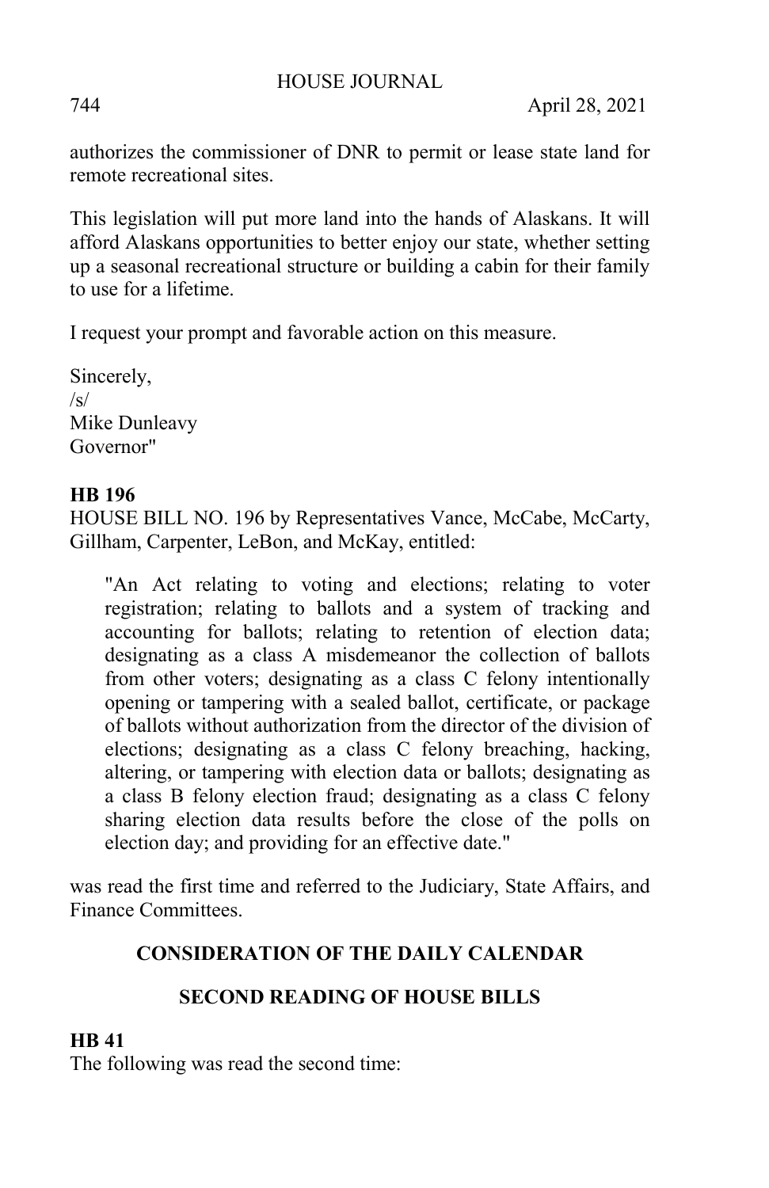authorizes the commissioner of DNR to permit or lease state land for remote recreational sites.

This legislation will put more land into the hands of Alaskans. It will afford Alaskans opportunities to better enjoy our state, whether setting up a seasonal recreational structure or building a cabin for their family to use for a lifetime.

I request your prompt and favorable action on this measure.

Sincerely,
/s/
Mike Dunleavy
Governor"

**HB 196**
HOUSE BILL NO. 196 by Representatives Vance, McCabe, McCarty, Gillham, Carpenter, LeBon, and McKay, entitled:

> "An Act relating to voting and elections; relating to voter registration; relating to ballots and a system of tracking and accounting for ballots; relating to retention of election data; designating as a class A misdemeanor the collection of ballots from other voters; designating as a class C felony intentionally opening or tampering with a sealed ballot, certificate, or package of ballots without authorization from the director of the division of elections; designating as a class C felony breaching, hacking, altering, or tampering with election data or ballots; designating as a class B felony election fraud; designating as a class C felony sharing election data results before the close of the polls on election day; and providing for an effective date."

was read the first time and referred to the Judiciary, State Affairs, and Finance Committees.

## CONSIDERATION OF THE DAILY CALENDAR

## SECOND READING OF HOUSE BILLS

**HB 41**
The following was read the second time: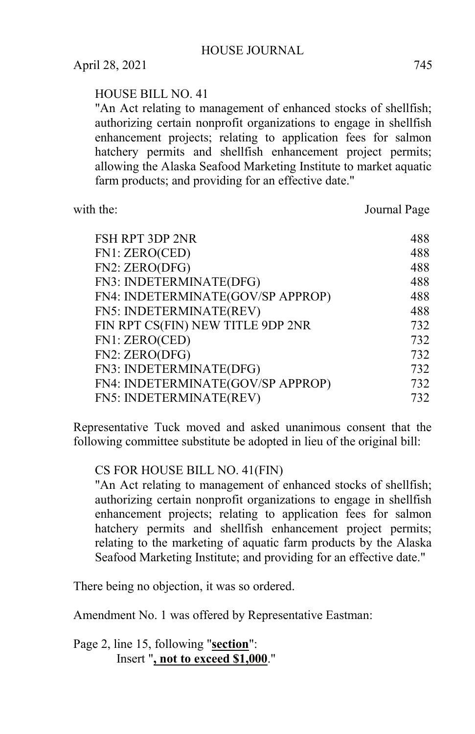HOUSE BILL NO. 41

"An Act relating to management of enhanced stocks of shellfish; authorizing certain nonprofit organizations to engage in shellfish enhancement projects; relating to application fees for salmon hatchery permits and shellfish enhancement project permits; allowing the Alaska Seafood Marketing Institute to market aquatic farm products; and providing for an effective date."

| with the: | Journal Page |
|---|---|
| FSH RPT 3DP 2NR | 488 |
| FN1: ZERO(CED) | 488 |
| FN2: ZERO(DFG) | 488 |
| FN3: INDETERMINATE(DFG) | 488 |
| FN4: INDETERMINATE(GOV/SP APPROP) | 488 |
| FN5: INDETERMINATE(REV) | 488 |
| FIN RPT CS(FIN) NEW TITLE 9DP 2NR | 732 |
| FN1: ZERO(CED) | 732 |
| FN2: ZERO(DFG) | 732 |
| FN3: INDETERMINATE(DFG) | 732 |
| FN4: INDETERMINATE(GOV/SP APPROP) | 732 |
| FN5: INDETERMINATE(REV) | 732 |

Representative Tuck moved and asked unanimous consent that the following committee substitute be adopted in lieu of the original bill:

CS FOR HOUSE BILL NO. 41(FIN)

"An Act relating to management of enhanced stocks of shellfish; authorizing certain nonprofit organizations to engage in shellfish enhancement projects; relating to application fees for salmon hatchery permits and shellfish enhancement project permits; relating to the marketing of aquatic farm products by the Alaska Seafood Marketing Institute; and providing for an effective date."

There being no objection, it was so ordered.

Amendment No. 1 was offered by Representative Eastman:

Page 2, line 15, following "**section**":

Insert "**, not to exceed $1,000**."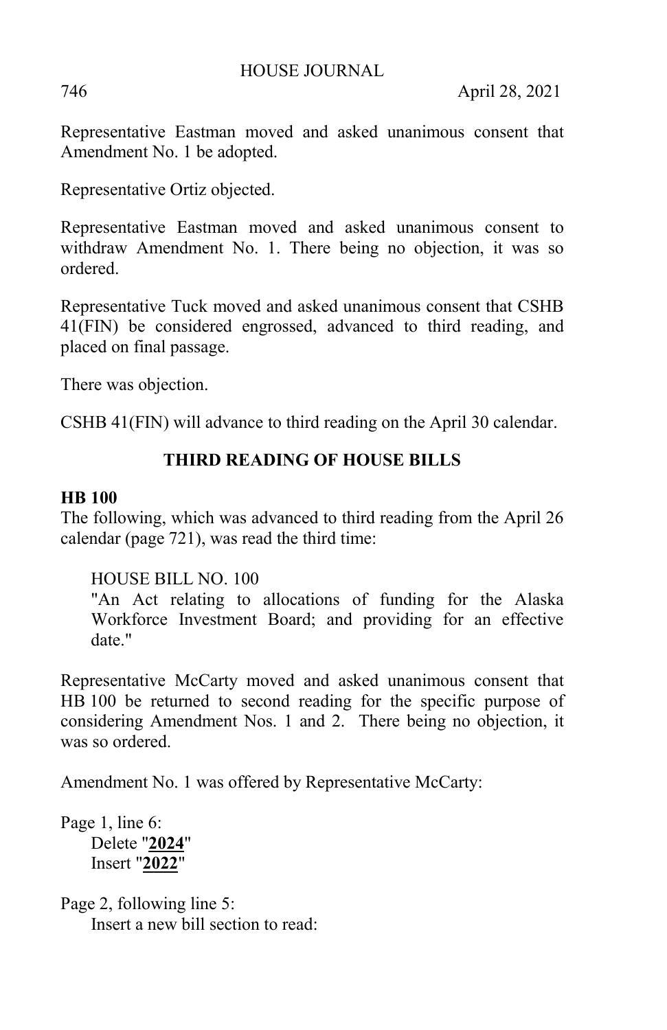Representative Eastman moved and asked unanimous consent that Amendment No. 1 be adopted.

Representative Ortiz objected.

Representative Eastman moved and asked unanimous consent to withdraw Amendment No. 1. There being no objection, it was so ordered.

Representative Tuck moved and asked unanimous consent that CSHB 41(FIN) be considered engrossed, advanced to third reading, and placed on final passage.

There was objection.

CSHB 41(FIN) will advance to third reading on the April 30 calendar.

## THIRD READING OF HOUSE BILLS

**HB 100**

The following, which was advanced to third reading from the April 26 calendar (page 721), was read the third time:

HOUSE BILL NO. 100
"An Act relating to allocations of funding for the Alaska Workforce Investment Board; and providing for an effective date."

Representative McCarty moved and asked unanimous consent that HB 100 be returned to second reading for the specific purpose of considering Amendment Nos. 1 and 2. There being no objection, it was so ordered.

Amendment No. 1 was offered by Representative McCarty:

Page 1, line 6:
Delete "**2024**"
Insert "**2022**"

Page 2, following line 5:
Insert a new bill section to read: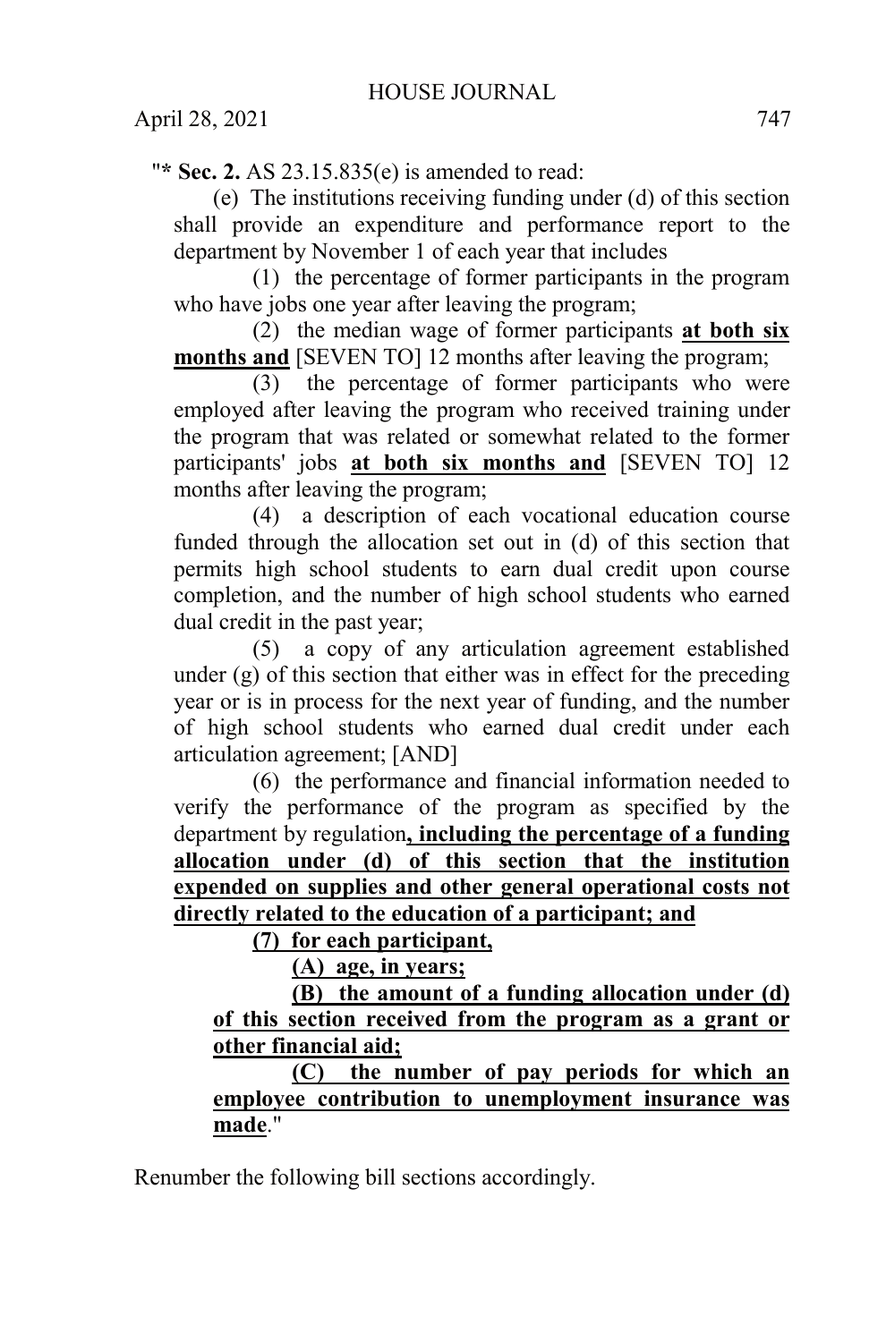"* **Sec. 2.** AS 23.15.835(e) is amended to read:

(e) The institutions receiving funding under (d) of this section shall provide an expenditure and performance report to the department by November 1 of each year that includes

(1) the percentage of former participants in the program who have jobs one year after leaving the program;

(2) the median wage of former participants **at both six months and** [SEVEN TO] 12 months after leaving the program;

(3) the percentage of former participants who were employed after leaving the program who received training under the program that was related or somewhat related to the former participants' jobs **at both six months and** [SEVEN TO] 12 months after leaving the program;

(4) a description of each vocational education course funded through the allocation set out in (d) of this section that permits high school students to earn dual credit upon course completion, and the number of high school students who earned dual credit in the past year;

(5) a copy of any articulation agreement established under (g) of this section that either was in effect for the preceding year or is in process for the next year of funding, and the number of high school students who earned dual credit under each articulation agreement; [AND]

(6) the performance and financial information needed to verify the performance of the program as specified by the department by regulation**, including the percentage of a funding allocation under (d) of this section that the institution expended on supplies and other general operational costs not directly related to the education of a participant; and**

**(7) for each participant,**

**(A) age, in years;**

**(B) the amount of a funding allocation under (d) of this section received from the program as a grant or other financial aid;**

**(C) the number of pay periods for which an employee contribution to unemployment insurance was made**."

Renumber the following bill sections accordingly.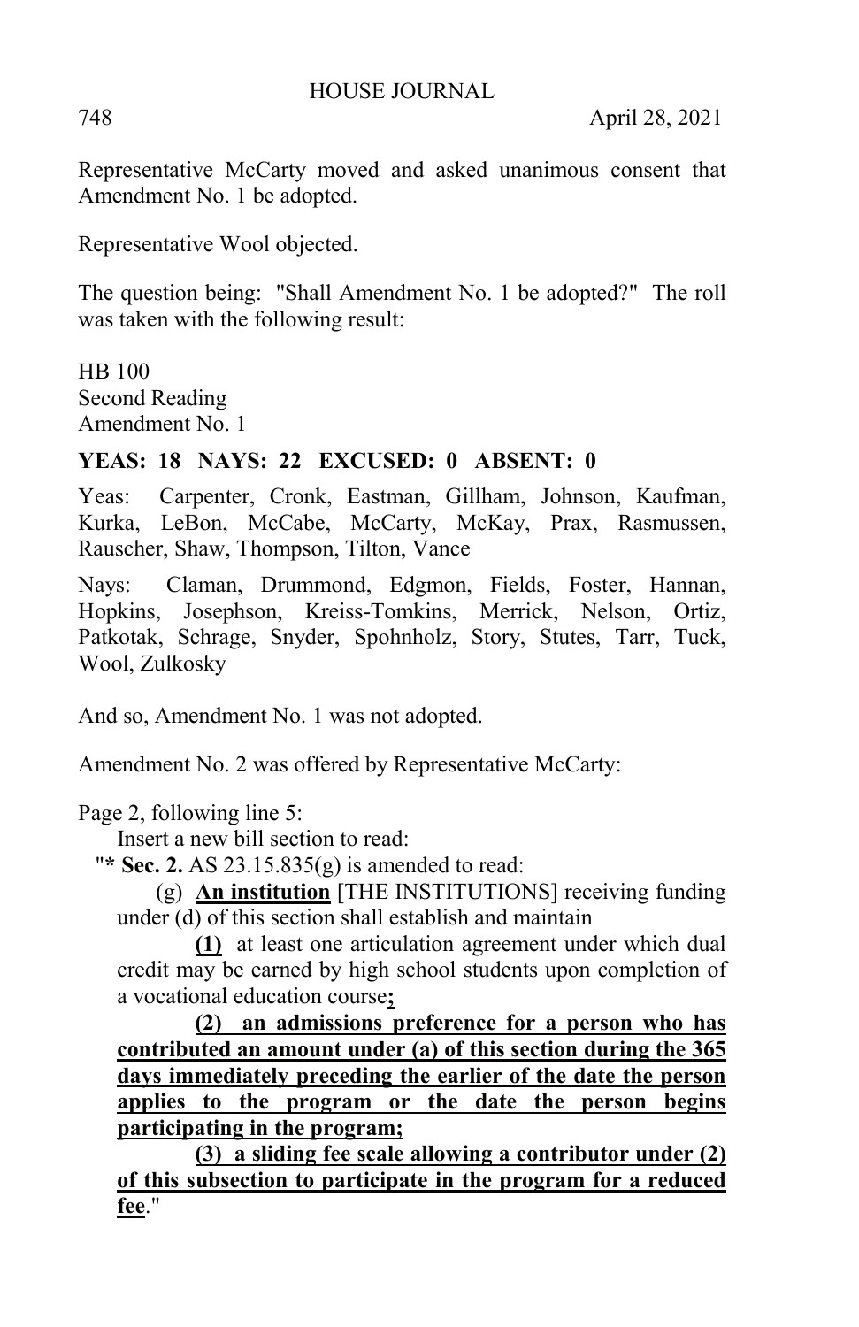Representative McCarty moved and asked unanimous consent that Amendment No. 1 be adopted.

Representative Wool objected.

The question being: "Shall Amendment No. 1 be adopted?" The roll was taken with the following result:

HB 100
Second Reading
Amendment No. 1

**YEAS: 18 NAYS: 22 EXCUSED: 0 ABSENT: 0**

Yeas: Carpenter, Cronk, Eastman, Gillham, Johnson, Kaufman, Kurka, LeBon, McCabe, McCarty, McKay, Prax, Rasmussen, Rauscher, Shaw, Thompson, Tilton, Vance

Nays: Claman, Drummond, Edgmon, Fields, Foster, Hannan, Hopkins, Josephson, Kreiss-Tomkins, Merrick, Nelson, Ortiz, Patkotak, Schrage, Snyder, Spohnholz, Story, Stutes, Tarr, Tuck, Wool, Zulkosky

And so, Amendment No. 1 was not adopted.

Amendment No. 2 was offered by Representative McCarty:

Page 2, following line 5:
Insert a new bill section to read:
"**\* Sec. 2.** AS 23.15.835(g) is amended to read:
(g) **An institution** [THE INSTITUTIONS] receiving funding under (d) of this section shall establish and maintain
**(1)** at least one articulation agreement under which dual credit may be earned by high school students upon completion of a vocational education course**;**
**(2) an admissions preference for a person who has contributed an amount under (a) of this section during the 365 days immediately preceding the earlier of the date the person applies to the program or the date the person begins participating in the program;**
**(3) a sliding fee scale allowing a contributor under (2) of this subsection to participate in the program for a reduced fee**."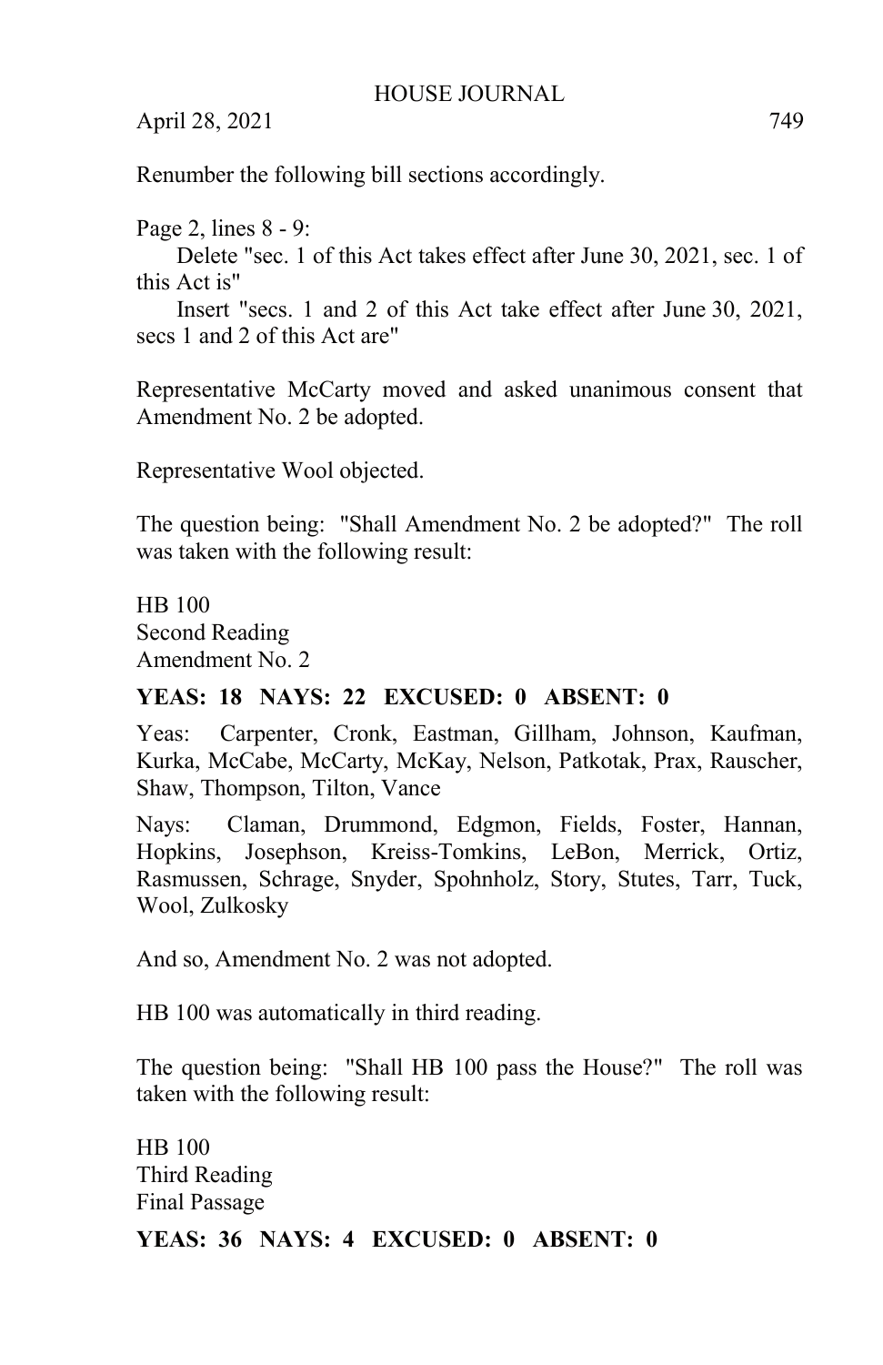Renumber the following bill sections accordingly.

Page 2, lines 8 - 9:

Delete "sec. 1 of this Act takes effect after June 30, 2021, sec. 1 of this Act is"

Insert "secs. 1 and 2 of this Act take effect after June 30, 2021, secs 1 and 2 of this Act are"

Representative McCarty moved and asked unanimous consent that Amendment No. 2 be adopted.

Representative Wool objected.

The question being: "Shall Amendment No. 2 be adopted?" The roll was taken with the following result:

HB 100
Second Reading
Amendment No. 2

**YEAS: 18 NAYS: 22 EXCUSED: 0 ABSENT: 0**

Yeas: Carpenter, Cronk, Eastman, Gillham, Johnson, Kaufman, Kurka, McCabe, McCarty, McKay, Nelson, Patkotak, Prax, Rauscher, Shaw, Thompson, Tilton, Vance

Nays: Claman, Drummond, Edgmon, Fields, Foster, Hannan, Hopkins, Josephson, Kreiss-Tomkins, LeBon, Merrick, Ortiz, Rasmussen, Schrage, Snyder, Spohnholz, Story, Stutes, Tarr, Tuck, Wool, Zulkosky

And so, Amendment No. 2 was not adopted.

HB 100 was automatically in third reading.

The question being: "Shall HB 100 pass the House?" The roll was taken with the following result:

HB 100
Third Reading
Final Passage

**YEAS: 36 NAYS: 4 EXCUSED: 0 ABSENT: 0**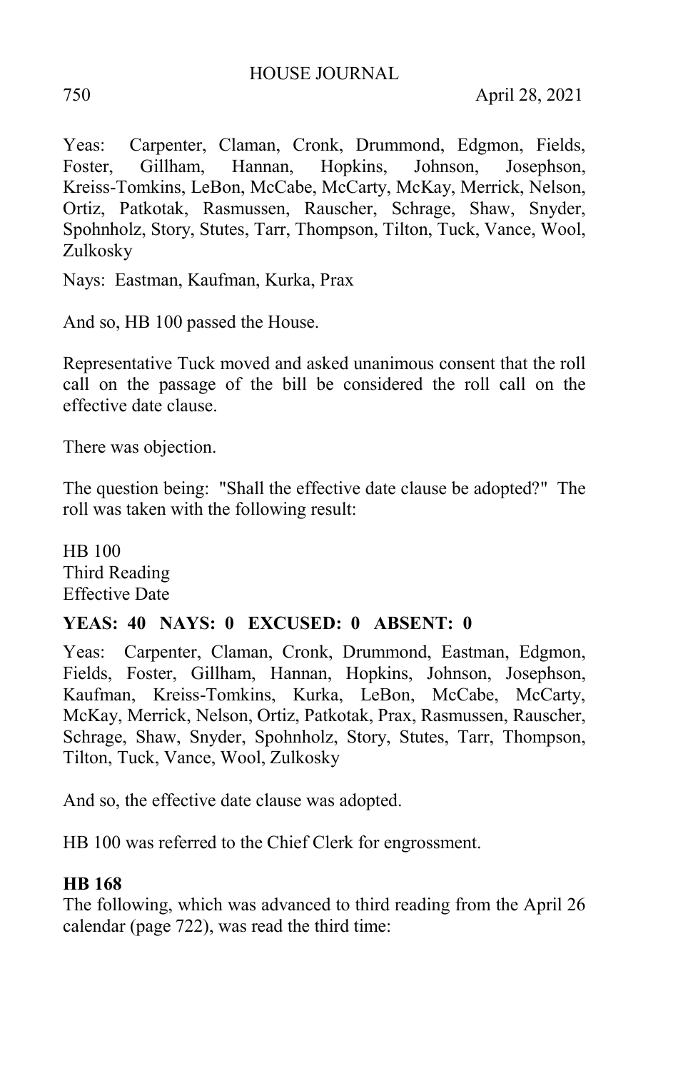Yeas: Carpenter, Claman, Cronk, Drummond, Edgmon, Fields, Foster, Gillham, Hannan, Hopkins, Johnson, Josephson, Kreiss-Tomkins, LeBon, McCabe, McCarty, McKay, Merrick, Nelson, Ortiz, Patkotak, Rasmussen, Rauscher, Schrage, Shaw, Snyder, Spohnholz, Story, Stutes, Tarr, Thompson, Tilton, Tuck, Vance, Wool, Zulkosky

Nays: Eastman, Kaufman, Kurka, Prax

And so, HB 100 passed the House.

Representative Tuck moved and asked unanimous consent that the roll call on the passage of the bill be considered the roll call on the effective date clause.

There was objection.

The question being: "Shall the effective date clause be adopted?" The roll was taken with the following result:

HB 100
Third Reading
Effective Date

**YEAS: 40 NAYS: 0 EXCUSED: 0 ABSENT: 0**

Yeas: Carpenter, Claman, Cronk, Drummond, Eastman, Edgmon, Fields, Foster, Gillham, Hannan, Hopkins, Johnson, Josephson, Kaufman, Kreiss-Tomkins, Kurka, LeBon, McCabe, McCarty, McKay, Merrick, Nelson, Ortiz, Patkotak, Prax, Rasmussen, Rauscher, Schrage, Shaw, Snyder, Spohnholz, Story, Stutes, Tarr, Thompson, Tilton, Tuck, Vance, Wool, Zulkosky

And so, the effective date clause was adopted.

HB 100 was referred to the Chief Clerk for engrossment.

**HB 168**

The following, which was advanced to third reading from the April 26 calendar (page 722), was read the third time: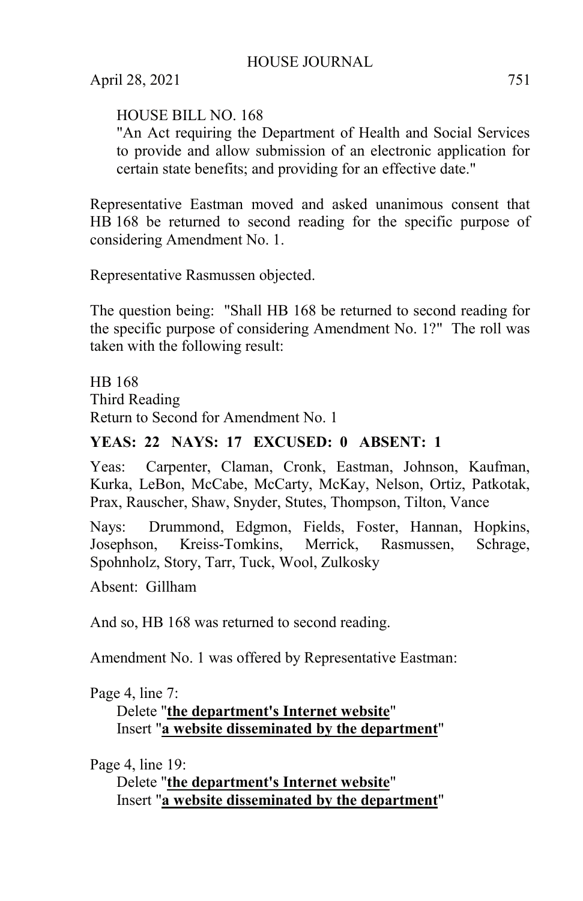HOUSE BILL NO. 168
"An Act requiring the Department of Health and Social Services to provide and allow submission of an electronic application for certain state benefits; and providing for an effective date."

Representative Eastman moved and asked unanimous consent that HB 168 be returned to second reading for the specific purpose of considering Amendment No. 1.

Representative Rasmussen objected.

The question being: "Shall HB 168 be returned to second reading for the specific purpose of considering Amendment No. 1?" The roll was taken with the following result:

HB 168
Third Reading
Return to Second for Amendment No. 1

**YEAS: 22 NAYS: 17 EXCUSED: 0 ABSENT: 1**

Yeas: Carpenter, Claman, Cronk, Eastman, Johnson, Kaufman, Kurka, LeBon, McCabe, McCarty, McKay, Nelson, Ortiz, Patkotak, Prax, Rauscher, Shaw, Snyder, Stutes, Thompson, Tilton, Vance

Nays: Drummond, Edgmon, Fields, Foster, Hannan, Hopkins, Josephson, Kreiss-Tomkins, Merrick, Rasmussen, Schrage, Spohnholz, Story, Tarr, Tuck, Wool, Zulkosky

Absent: Gillham

And so, HB 168 was returned to second reading.

Amendment No. 1 was offered by Representative Eastman:

Page 4, line 7:
Delete "**the department's Internet website**"
Insert "**a website disseminated by the department**"

Page 4, line 19:
Delete "**the department's Internet website**"
Insert "**a website disseminated by the department**"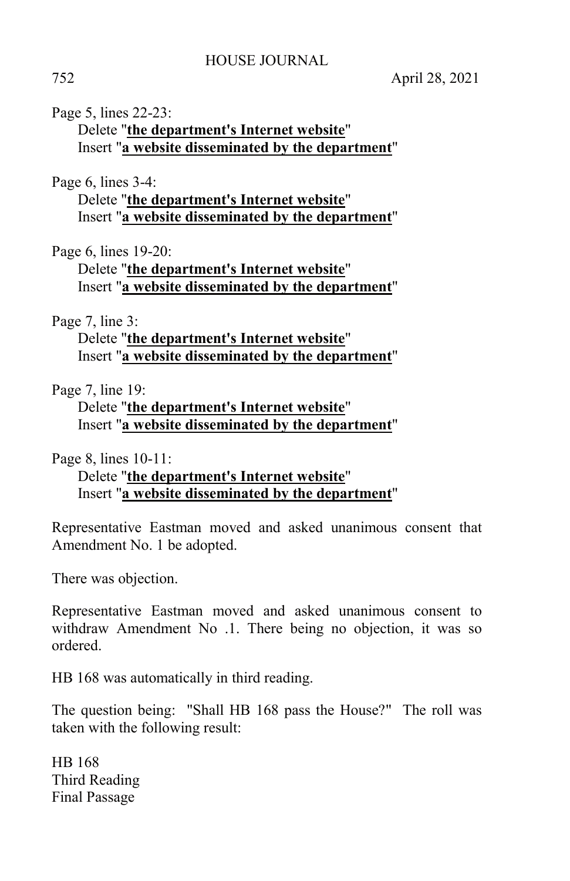Page 5, lines 22-23:
Delete "**the department's Internet website**"
Insert "**a website disseminated by the department**"

Page 6, lines 3-4:
Delete "**the department's Internet website**"
Insert "**a website disseminated by the department**"

Page 6, lines 19-20:
Delete "**the department's Internet website**"
Insert "**a website disseminated by the department**"

Page 7, line 3:
Delete "**the department's Internet website**"
Insert "**a website disseminated by the department**"

Page 7, line 19:
Delete "**the department's Internet website**"
Insert "**a website disseminated by the department**"

Page 8, lines 10-11:
Delete "**the department's Internet website**"
Insert "**a website disseminated by the department**"

Representative Eastman moved and asked unanimous consent that Amendment No. 1 be adopted.

There was objection.

Representative Eastman moved and asked unanimous consent to withdraw Amendment No .1. There being no objection, it was so ordered.

HB 168 was automatically in third reading.

The question being: "Shall HB 168 pass the House?" The roll was taken with the following result:

HB 168
Third Reading
Final Passage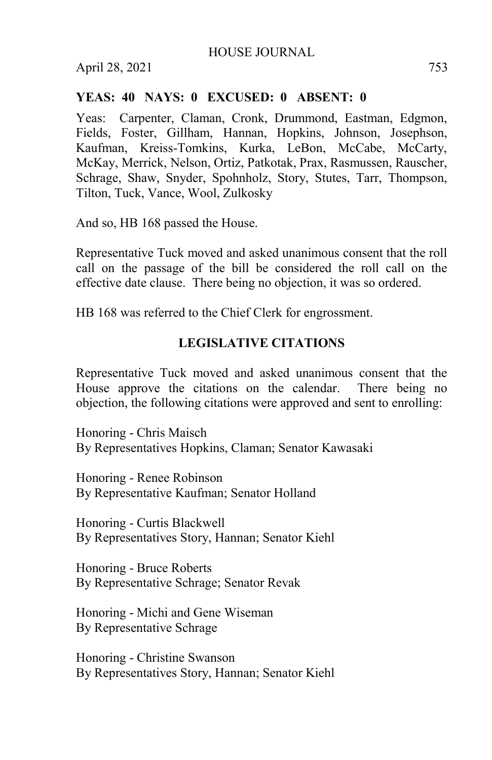**YEAS: 40 NAYS: 0 EXCUSED: 0 ABSENT: 0**

Yeas: Carpenter, Claman, Cronk, Drummond, Eastman, Edgmon, Fields, Foster, Gillham, Hannan, Hopkins, Johnson, Josephson, Kaufman, Kreiss-Tomkins, Kurka, LeBon, McCabe, McCarty, McKay, Merrick, Nelson, Ortiz, Patkotak, Prax, Rasmussen, Rauscher, Schrage, Shaw, Snyder, Spohnholz, Story, Stutes, Tarr, Thompson, Tilton, Tuck, Vance, Wool, Zulkosky

And so, HB 168 passed the House.

Representative Tuck moved and asked unanimous consent that the roll call on the passage of the bill be considered the roll call on the effective date clause. There being no objection, it was so ordered.

HB 168 was referred to the Chief Clerk for engrossment.

## LEGISLATIVE CITATIONS

Representative Tuck moved and asked unanimous consent that the House approve the citations on the calendar. There being no objection, the following citations were approved and sent to enrolling:

Honoring - Chris Maisch
By Representatives Hopkins, Claman; Senator Kawasaki

Honoring - Renee Robinson
By Representative Kaufman; Senator Holland

Honoring - Curtis Blackwell
By Representatives Story, Hannan; Senator Kiehl

Honoring - Bruce Roberts
By Representative Schrage; Senator Revak

Honoring - Michi and Gene Wiseman
By Representative Schrage

Honoring - Christine Swanson
By Representatives Story, Hannan; Senator Kiehl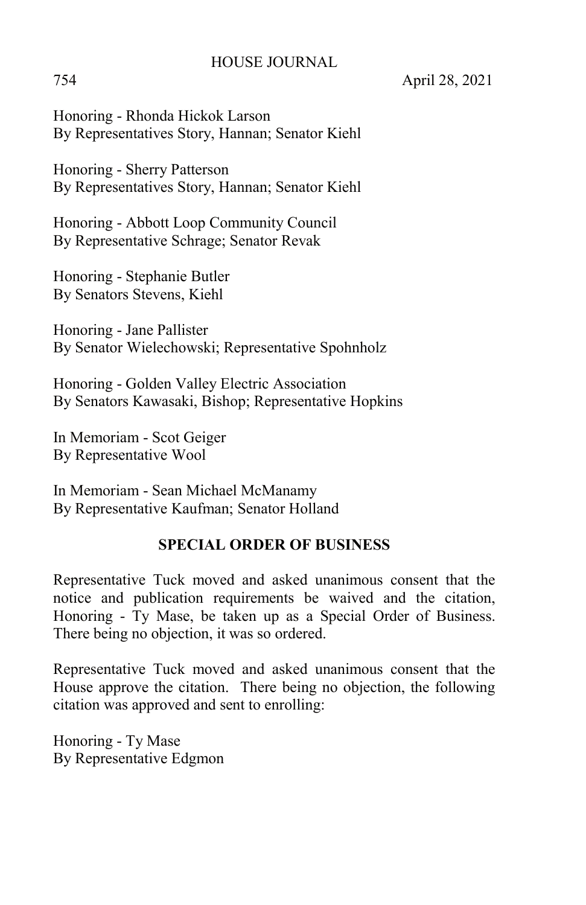Honoring - Rhonda Hickok Larson
By Representatives Story, Hannan; Senator Kiehl

Honoring - Sherry Patterson
By Representatives Story, Hannan; Senator Kiehl

Honoring - Abbott Loop Community Council
By Representative Schrage; Senator Revak

Honoring - Stephanie Butler
By Senators Stevens, Kiehl

Honoring - Jane Pallister
By Senator Wielechowski; Representative Spohnholz

Honoring - Golden Valley Electric Association
By Senators Kawasaki, Bishop; Representative Hopkins

In Memoriam - Scot Geiger
By Representative Wool

In Memoriam - Sean Michael McManamy
By Representative Kaufman; Senator Holland

## SPECIAL ORDER OF BUSINESS

Representative Tuck moved and asked unanimous consent that the notice and publication requirements be waived and the citation, Honoring - Ty Mase, be taken up as a Special Order of Business. There being no objection, it was so ordered.

Representative Tuck moved and asked unanimous consent that the House approve the citation. There being no objection, the following citation was approved and sent to enrolling:

Honoring - Ty Mase
By Representative Edgmon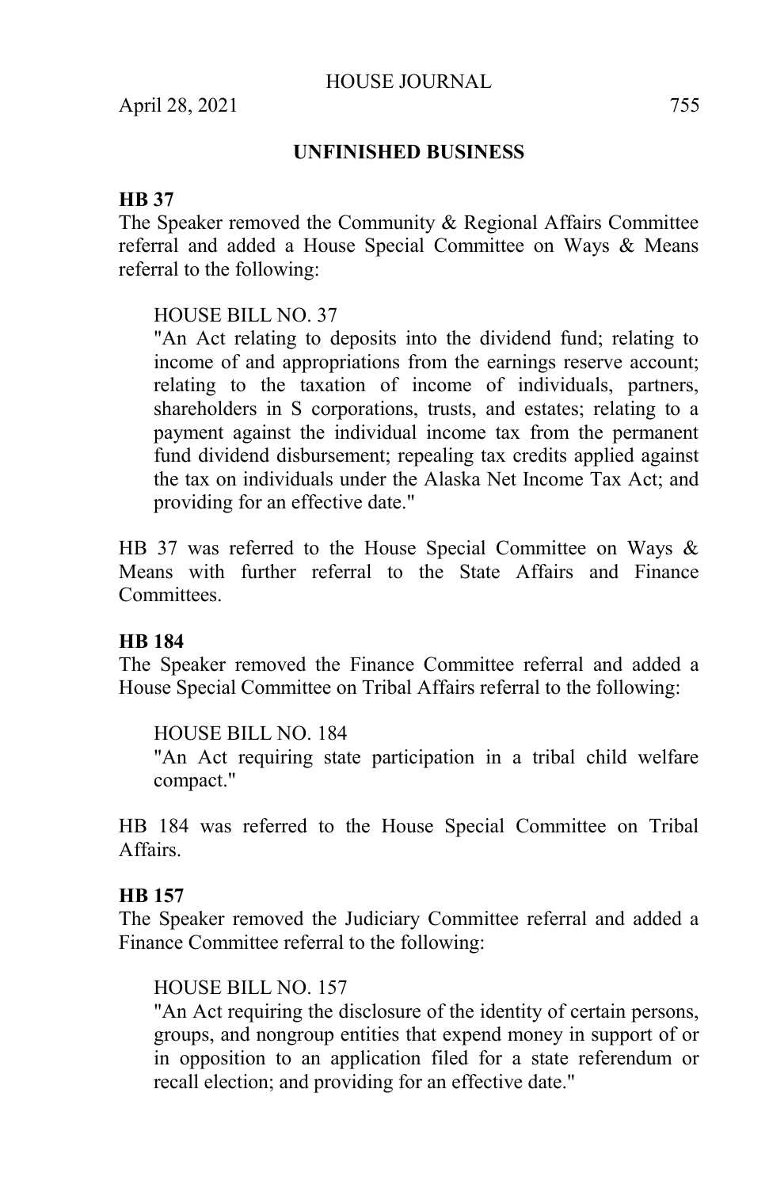## UNFINISHED BUSINESS

**HB 37**

The Speaker removed the Community & Regional Affairs Committee referral and added a House Special Committee on Ways & Means referral to the following:

HOUSE BILL NO. 37

"An Act relating to deposits into the dividend fund; relating to income of and appropriations from the earnings reserve account; relating to the taxation of income of individuals, partners, shareholders in S corporations, trusts, and estates; relating to a payment against the individual income tax from the permanent fund dividend disbursement; repealing tax credits applied against the tax on individuals under the Alaska Net Income Tax Act; and providing for an effective date."

HB 37 was referred to the House Special Committee on Ways & Means with further referral to the State Affairs and Finance Committees.

**HB 184**

The Speaker removed the Finance Committee referral and added a House Special Committee on Tribal Affairs referral to the following:

HOUSE BILL NO. 184

"An Act requiring state participation in a tribal child welfare compact."

HB 184 was referred to the House Special Committee on Tribal Affairs.

**HB 157**

The Speaker removed the Judiciary Committee referral and added a Finance Committee referral to the following:

HOUSE BILL NO. 157

"An Act requiring the disclosure of the identity of certain persons, groups, and nongroup entities that expend money in support of or in opposition to an application filed for a state referendum or recall election; and providing for an effective date."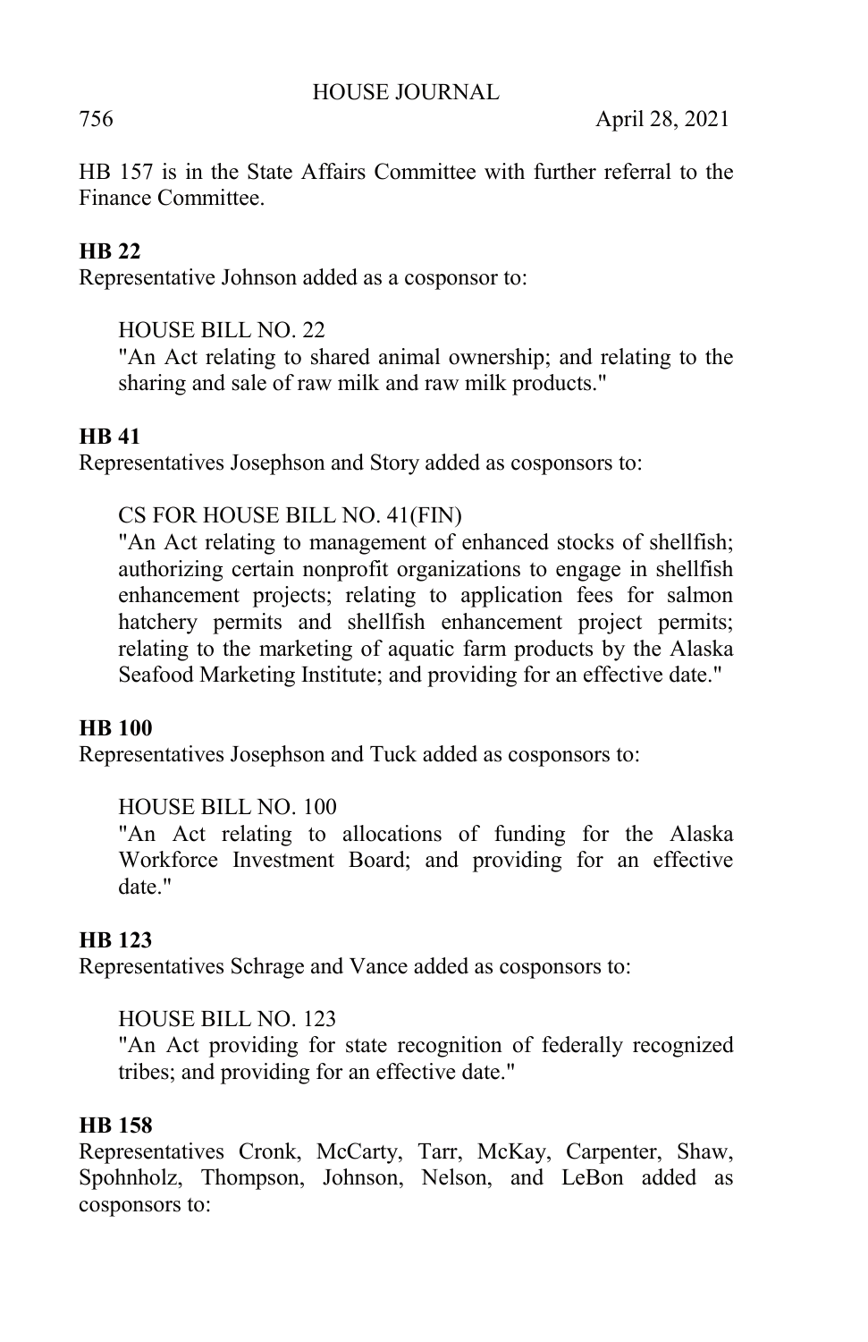HB 157 is in the State Affairs Committee with further referral to the Finance Committee.

**HB 22**

Representative Johnson added as a cosponsor to:

HOUSE BILL NO. 22
"An Act relating to shared animal ownership; and relating to the sharing and sale of raw milk and raw milk products."

**HB 41**

Representatives Josephson and Story added as cosponsors to:

CS FOR HOUSE BILL NO. 41(FIN)
"An Act relating to management of enhanced stocks of shellfish; authorizing certain nonprofit organizations to engage in shellfish enhancement projects; relating to application fees for salmon hatchery permits and shellfish enhancement project permits; relating to the marketing of aquatic farm products by the Alaska Seafood Marketing Institute; and providing for an effective date."

**HB 100**

Representatives Josephson and Tuck added as cosponsors to:

HOUSE BILL NO. 100
"An Act relating to allocations of funding for the Alaska Workforce Investment Board; and providing for an effective date."

**HB 123**

Representatives Schrage and Vance added as cosponsors to:

HOUSE BILL NO. 123
"An Act providing for state recognition of federally recognized tribes; and providing for an effective date."

**HB 158**

Representatives Cronk, McCarty, Tarr, McKay, Carpenter, Shaw, Spohnholz, Thompson, Johnson, Nelson, and LeBon added as cosponsors to: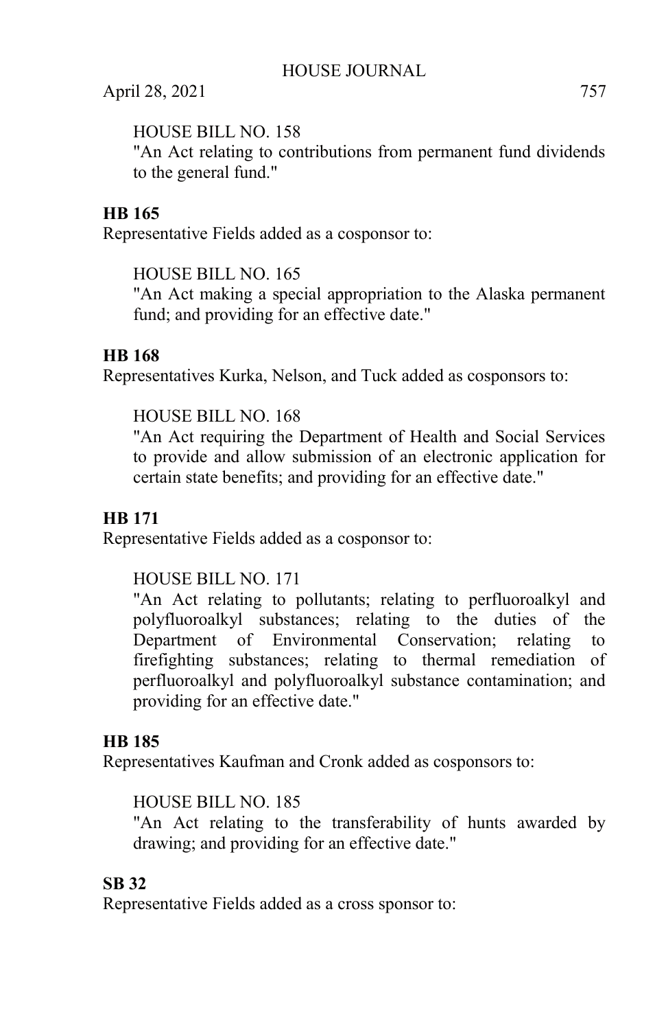HOUSE BILL NO. 158
"An Act relating to contributions from permanent fund dividends to the general fund."

**HB 165**
Representative Fields added as a cosponsor to:

HOUSE BILL NO. 165
"An Act making a special appropriation to the Alaska permanent fund; and providing for an effective date."

**HB 168**
Representatives Kurka, Nelson, and Tuck added as cosponsors to:

HOUSE BILL NO. 168
"An Act requiring the Department of Health and Social Services to provide and allow submission of an electronic application for certain state benefits; and providing for an effective date."

**HB 171**
Representative Fields added as a cosponsor to:

HOUSE BILL NO. 171
"An Act relating to pollutants; relating to perfluoroalkyl and polyfluoroalkyl substances; relating to the duties of the Department of Environmental Conservation; relating to firefighting substances; relating to thermal remediation of perfluoroalkyl and polyfluoroalkyl substance contamination; and providing for an effective date."

**HB 185**
Representatives Kaufman and Cronk added as cosponsors to:

HOUSE BILL NO. 185
"An Act relating to the transferability of hunts awarded by drawing; and providing for an effective date."

**SB 32**
Representative Fields added as a cross sponsor to: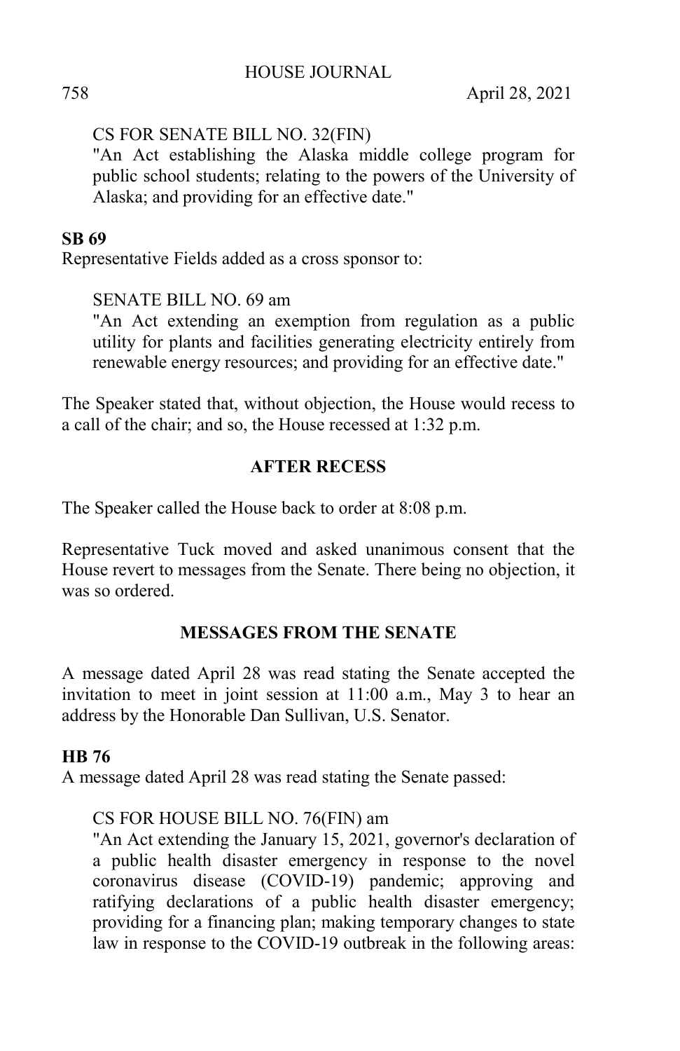CS FOR SENATE BILL NO. 32(FIN)
"An Act establishing the Alaska middle college program for public school students; relating to the powers of the University of Alaska; and providing for an effective date."

**SB 69**
Representative Fields added as a cross sponsor to:

SENATE BILL NO. 69 am
"An Act extending an exemption from regulation as a public utility for plants and facilities generating electricity entirely from renewable energy resources; and providing for an effective date."

The Speaker stated that, without objection, the House would recess to a call of the chair; and so, the House recessed at 1:32 p.m.

## AFTER RECESS

The Speaker called the House back to order at 8:08 p.m.

Representative Tuck moved and asked unanimous consent that the House revert to messages from the Senate. There being no objection, it was so ordered.

## MESSAGES FROM THE SENATE

A message dated April 28 was read stating the Senate accepted the invitation to meet in joint session at 11:00 a.m., May 3 to hear an address by the Honorable Dan Sullivan, U.S. Senator.

**HB 76**
A message dated April 28 was read stating the Senate passed:

CS FOR HOUSE BILL NO. 76(FIN) am
"An Act extending the January 15, 2021, governor's declaration of a public health disaster emergency in response to the novel coronavirus disease (COVID-19) pandemic; approving and ratifying declarations of a public health disaster emergency; providing for a financing plan; making temporary changes to state law in response to the COVID-19 outbreak in the following areas: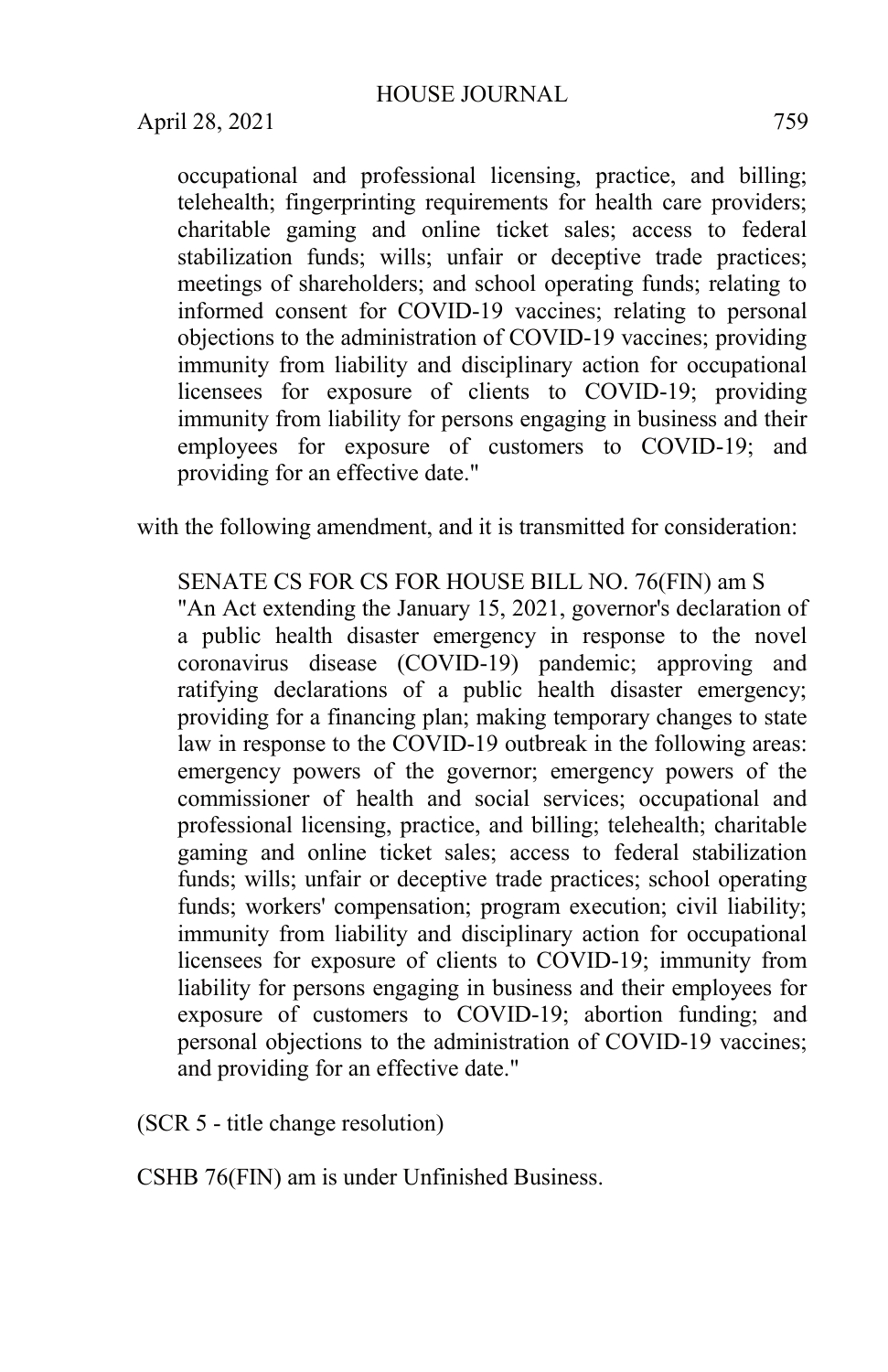occupational and professional licensing, practice, and billing; telehealth; fingerprinting requirements for health care providers; charitable gaming and online ticket sales; access to federal stabilization funds; wills; unfair or deceptive trade practices; meetings of shareholders; and school operating funds; relating to informed consent for COVID-19 vaccines; relating to personal objections to the administration of COVID-19 vaccines; providing immunity from liability and disciplinary action for occupational licensees for exposure of clients to COVID-19; providing immunity from liability for persons engaging in business and their employees for exposure of customers to COVID-19; and providing for an effective date."

with the following amendment, and it is transmitted for consideration:

SENATE CS FOR CS FOR HOUSE BILL NO. 76(FIN) am S
"An Act extending the January 15, 2021, governor's declaration of a public health disaster emergency in response to the novel coronavirus disease (COVID-19) pandemic; approving and ratifying declarations of a public health disaster emergency; providing for a financing plan; making temporary changes to state law in response to the COVID-19 outbreak in the following areas: emergency powers of the governor; emergency powers of the commissioner of health and social services; occupational and professional licensing, practice, and billing; telehealth; charitable gaming and online ticket sales; access to federal stabilization funds; wills; unfair or deceptive trade practices; school operating funds; workers' compensation; program execution; civil liability; immunity from liability and disciplinary action for occupational licensees for exposure of clients to COVID-19; immunity from liability for persons engaging in business and their employees for exposure of customers to COVID-19; abortion funding; and personal objections to the administration of COVID-19 vaccines; and providing for an effective date."

(SCR 5 - title change resolution)

CSHB 76(FIN) am is under Unfinished Business.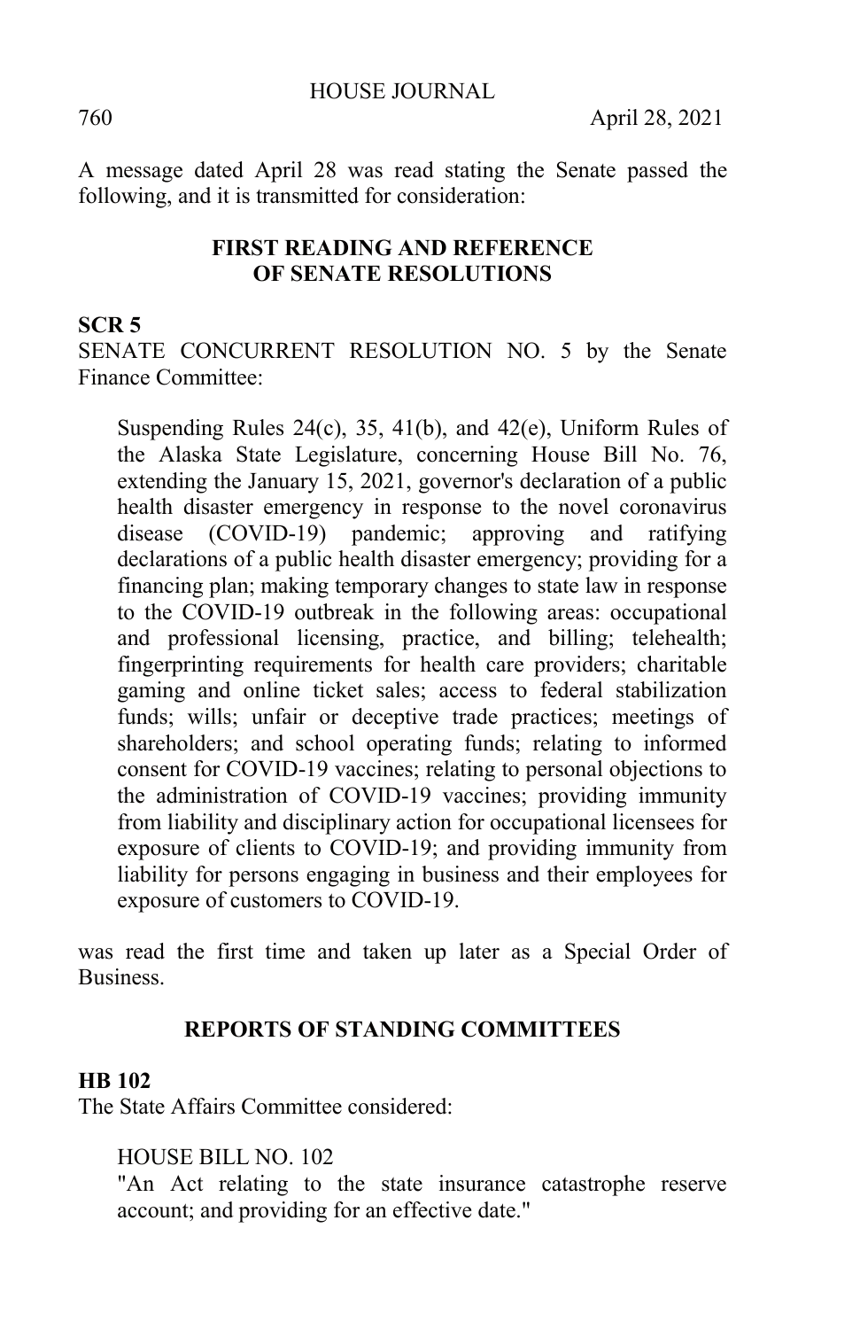A message dated April 28 was read stating the Senate passed the following, and it is transmitted for consideration:

## FIRST READING AND REFERENCE OF SENATE RESOLUTIONS

**SCR 5**

SENATE CONCURRENT RESOLUTION NO. 5 by the Senate Finance Committee:

> Suspending Rules 24(c), 35, 41(b), and 42(e), Uniform Rules of the Alaska State Legislature, concerning House Bill No. 76, extending the January 15, 2021, governor's declaration of a public health disaster emergency in response to the novel coronavirus disease (COVID-19) pandemic; approving and ratifying declarations of a public health disaster emergency; providing for a financing plan; making temporary changes to state law in response to the COVID-19 outbreak in the following areas: occupational and professional licensing, practice, and billing; telehealth; fingerprinting requirements for health care providers; charitable gaming and online ticket sales; access to federal stabilization funds; wills; unfair or deceptive trade practices; meetings of shareholders; and school operating funds; relating to informed consent for COVID-19 vaccines; relating to personal objections to the administration of COVID-19 vaccines; providing immunity from liability and disciplinary action for occupational licensees for exposure of clients to COVID-19; and providing immunity from liability for persons engaging in business and their employees for exposure of customers to COVID-19.

was read the first time and taken up later as a Special Order of Business.

## REPORTS OF STANDING COMMITTEES

**HB 102**

The State Affairs Committee considered:

> HOUSE BILL NO. 102
> "An Act relating to the state insurance catastrophe reserve account; and providing for an effective date."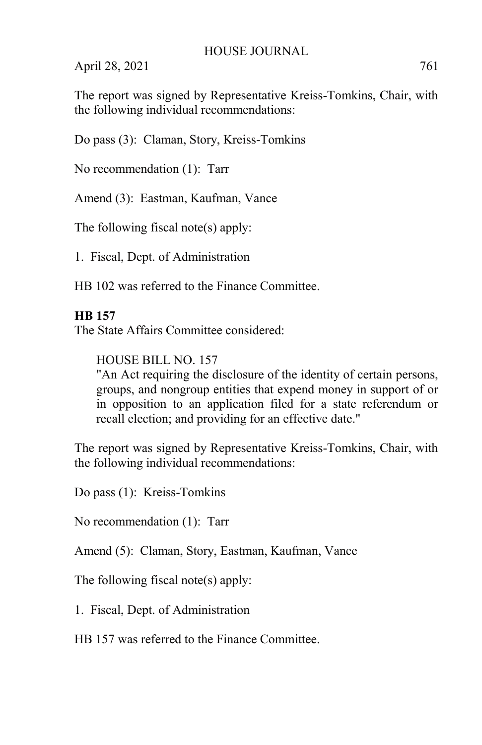The report was signed by Representative Kreiss-Tomkins, Chair, with the following individual recommendations:

Do pass (3): Claman, Story, Kreiss-Tomkins

No recommendation (1): Tarr

Amend (3): Eastman, Kaufman, Vance

The following fiscal note(s) apply:

1. Fiscal, Dept. of Administration

HB 102 was referred to the Finance Committee.

**HB 157**

The State Affairs Committee considered:

> HOUSE BILL NO. 157
> "An Act requiring the disclosure of the identity of certain persons, groups, and nongroup entities that expend money in support of or in opposition to an application filed for a state referendum or recall election; and providing for an effective date."

The report was signed by Representative Kreiss-Tomkins, Chair, with the following individual recommendations:

Do pass (1): Kreiss-Tomkins

No recommendation (1): Tarr

Amend (5): Claman, Story, Eastman, Kaufman, Vance

The following fiscal note(s) apply:

1. Fiscal, Dept. of Administration

HB 157 was referred to the Finance Committee.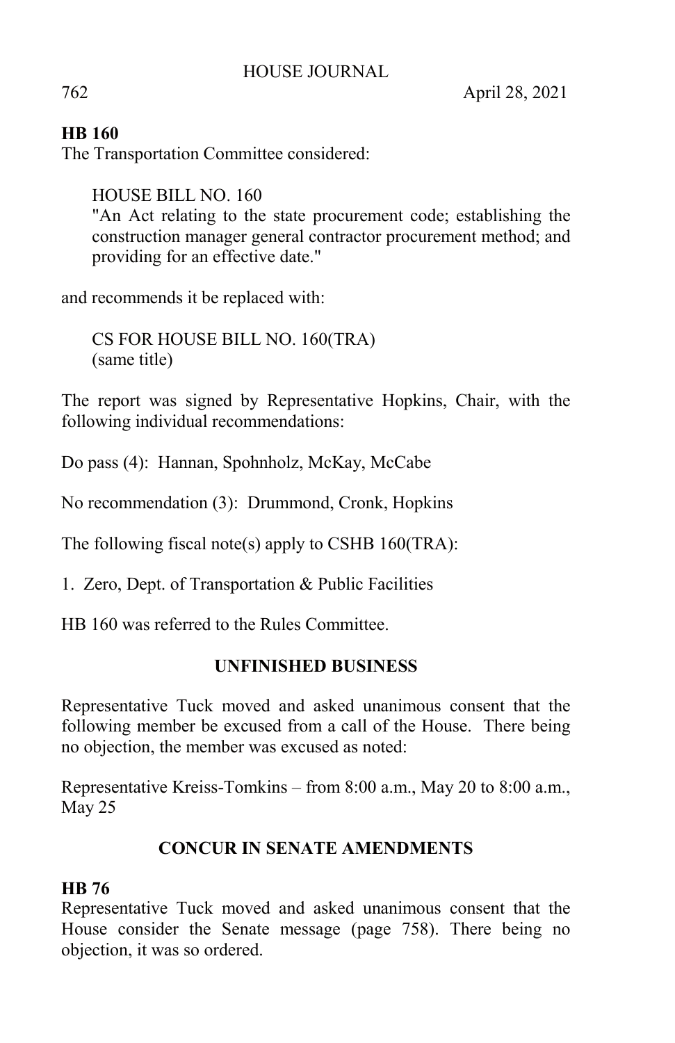**HB 160**

The Transportation Committee considered:

> HOUSE BILL NO. 160
> "An Act relating to the state procurement code; establishing the construction manager general contractor procurement method; and providing for an effective date."

and recommends it be replaced with:

> CS FOR HOUSE BILL NO. 160(TRA)
> (same title)

The report was signed by Representative Hopkins, Chair, with the following individual recommendations:

Do pass (4): Hannan, Spohnholz, McKay, McCabe

No recommendation (3): Drummond, Cronk, Hopkins

The following fiscal note(s) apply to CSHB 160(TRA):

1. Zero, Dept. of Transportation & Public Facilities

HB 160 was referred to the Rules Committee.

## UNFINISHED BUSINESS

Representative Tuck moved and asked unanimous consent that the following member be excused from a call of the House. There being no objection, the member was excused as noted:

Representative Kreiss-Tomkins – from 8:00 a.m., May 20 to 8:00 a.m., May 25

## CONCUR IN SENATE AMENDMENTS

**HB 76**

Representative Tuck moved and asked unanimous consent that the House consider the Senate message (page 758). There being no objection, it was so ordered.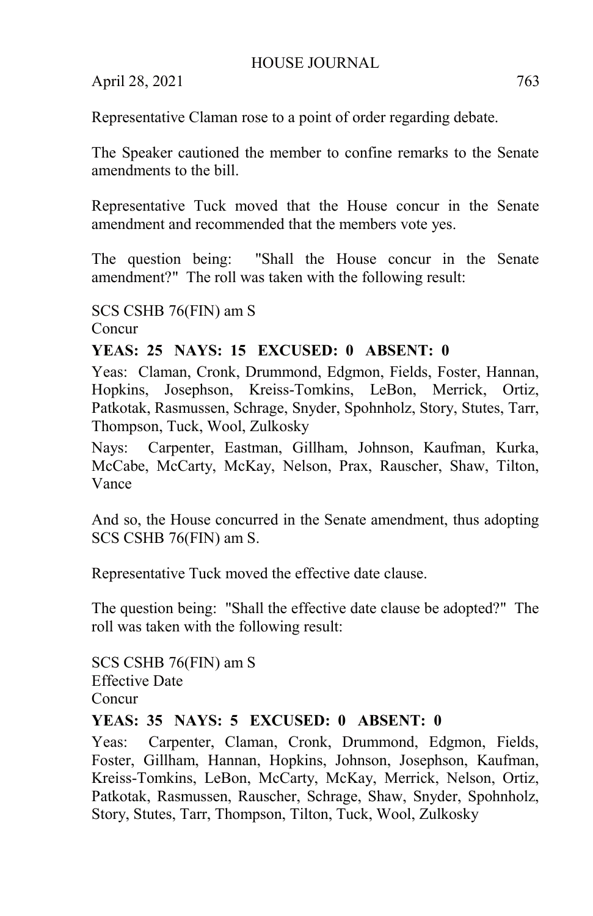Representative Claman rose to a point of order regarding debate.

The Speaker cautioned the member to confine remarks to the Senate amendments to the bill.

Representative Tuck moved that the House concur in the Senate amendment and recommended that the members vote yes.

The question being: "Shall the House concur in the Senate amendment?" The roll was taken with the following result:

SCS CSHB 76(FIN) am S
Concur

**YEAS: 25 NAYS: 15 EXCUSED: 0 ABSENT: 0**

Yeas: Claman, Cronk, Drummond, Edgmon, Fields, Foster, Hannan, Hopkins, Josephson, Kreiss-Tomkins, LeBon, Merrick, Ortiz, Patkotak, Rasmussen, Schrage, Snyder, Spohnholz, Story, Stutes, Tarr, Thompson, Tuck, Wool, Zulkosky

Nays: Carpenter, Eastman, Gillham, Johnson, Kaufman, Kurka, McCabe, McCarty, McKay, Nelson, Prax, Rauscher, Shaw, Tilton, Vance

And so, the House concurred in the Senate amendment, thus adopting SCS CSHB 76(FIN) am S.

Representative Tuck moved the effective date clause.

The question being: "Shall the effective date clause be adopted?" The roll was taken with the following result:

SCS CSHB 76(FIN) am S
Effective Date
Concur

**YEAS: 35 NAYS: 5 EXCUSED: 0 ABSENT: 0**

Yeas: Carpenter, Claman, Cronk, Drummond, Edgmon, Fields, Foster, Gillham, Hannan, Hopkins, Johnson, Josephson, Kaufman, Kreiss-Tomkins, LeBon, McCarty, McKay, Merrick, Nelson, Ortiz, Patkotak, Rasmussen, Rauscher, Schrage, Shaw, Snyder, Spohnholz, Story, Stutes, Tarr, Thompson, Tilton, Tuck, Wool, Zulkosky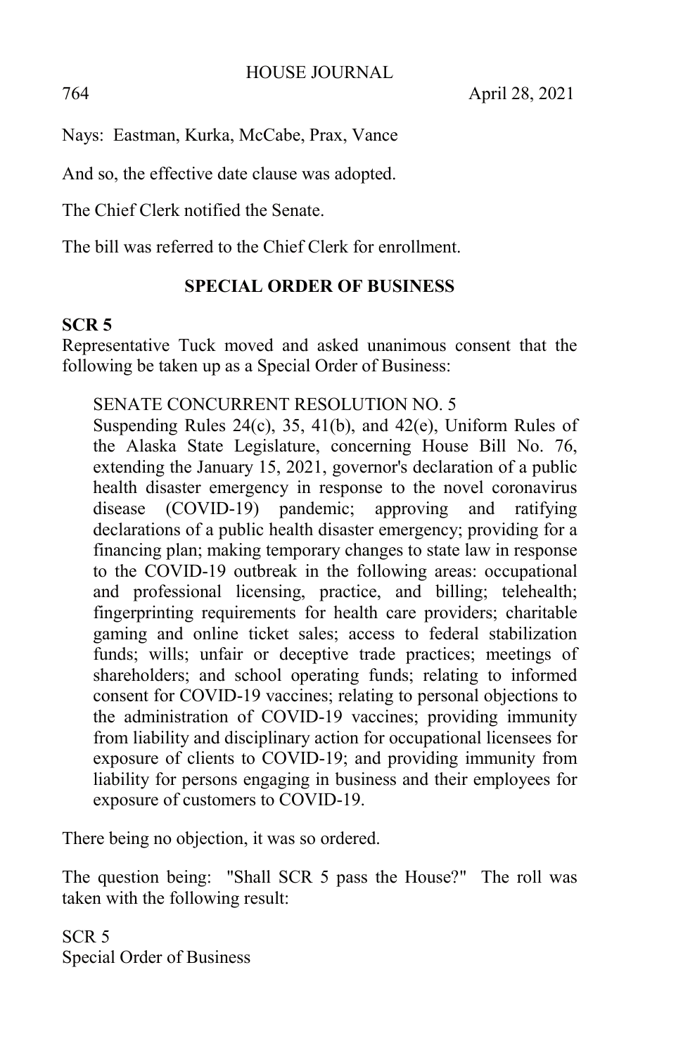Nays:  Eastman, Kurka, McCabe, Prax, Vance

And so, the effective date clause was adopted.

The Chief Clerk notified the Senate.

The bill was referred to the Chief Clerk for enrollment.

## SPECIAL ORDER OF BUSINESS

**SCR 5**

Representative Tuck moved and asked unanimous consent that the following be taken up as a Special Order of Business:

> SENATE CONCURRENT RESOLUTION NO. 5
> Suspending Rules 24(c), 35, 41(b), and 42(e), Uniform Rules of the Alaska State Legislature, concerning House Bill No. 76, extending the January 15, 2021, governor's declaration of a public health disaster emergency in response to the novel coronavirus disease (COVID-19) pandemic; approving and ratifying declarations of a public health disaster emergency; providing for a financing plan; making temporary changes to state law in response to the COVID-19 outbreak in the following areas: occupational and professional licensing, practice, and billing; telehealth; fingerprinting requirements for health care providers; charitable gaming and online ticket sales; access to federal stabilization funds; wills; unfair or deceptive trade practices; meetings of shareholders; and school operating funds; relating to informed consent for COVID-19 vaccines; relating to personal objections to the administration of COVID-19 vaccines; providing immunity from liability and disciplinary action for occupational licensees for exposure of clients to COVID-19; and providing immunity from liability for persons engaging in business and their employees for exposure of customers to COVID-19.

There being no objection, it was so ordered.

The question being:  "Shall SCR 5 pass the House?"  The roll was taken with the following result:

SCR 5
Special Order of Business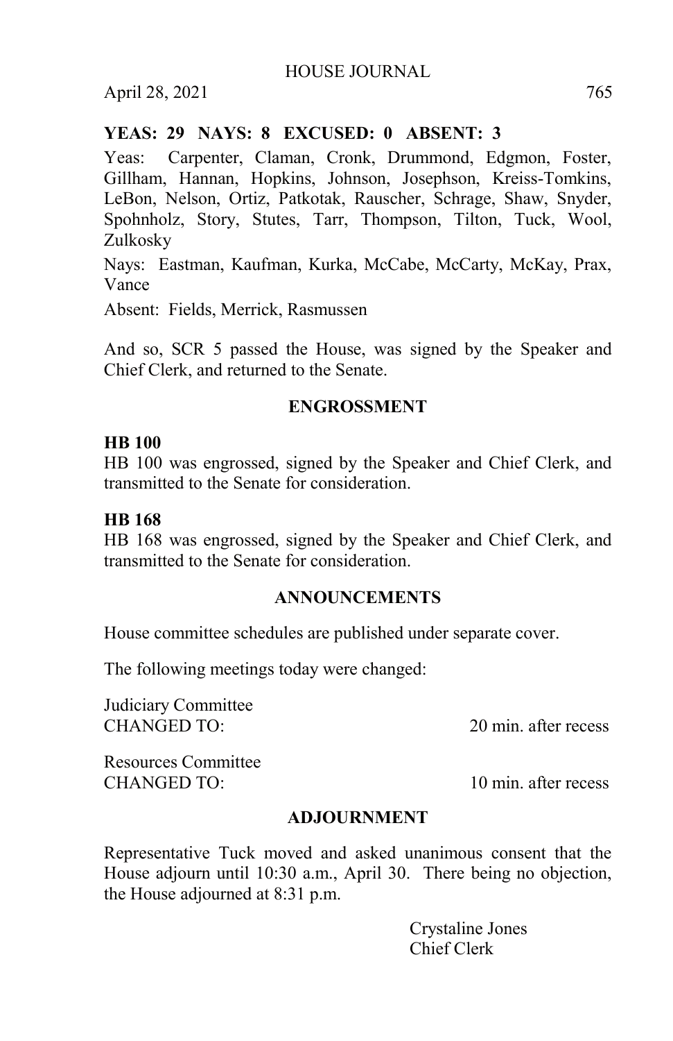**YEAS: 29 NAYS: 8 EXCUSED: 0 ABSENT: 3**

Yeas: Carpenter, Claman, Cronk, Drummond, Edgmon, Foster, Gillham, Hannan, Hopkins, Johnson, Josephson, Kreiss-Tomkins, LeBon, Nelson, Ortiz, Patkotak, Rauscher, Schrage, Shaw, Snyder, Spohnholz, Story, Stutes, Tarr, Thompson, Tilton, Tuck, Wool, Zulkosky

Nays: Eastman, Kaufman, Kurka, McCabe, McCarty, McKay, Prax, Vance

Absent: Fields, Merrick, Rasmussen

And so, SCR 5 passed the House, was signed by the Speaker and Chief Clerk, and returned to the Senate.

## ENGROSSMENT

**HB 100**

HB 100 was engrossed, signed by the Speaker and Chief Clerk, and transmitted to the Senate for consideration.

**HB 168**

HB 168 was engrossed, signed by the Speaker and Chief Clerk, and transmitted to the Senate for consideration.

## ANNOUNCEMENTS

House committee schedules are published under separate cover.

The following meetings today were changed:

Judiciary Committee
CHANGED TO: 20 min. after recess

Resources Committee
CHANGED TO: 10 min. after recess

## ADJOURNMENT

Representative Tuck moved and asked unanimous consent that the House adjourn until 10:30 a.m., April 30. There being no objection, the House adjourned at 8:31 p.m.

Crystaline Jones
Chief Clerk